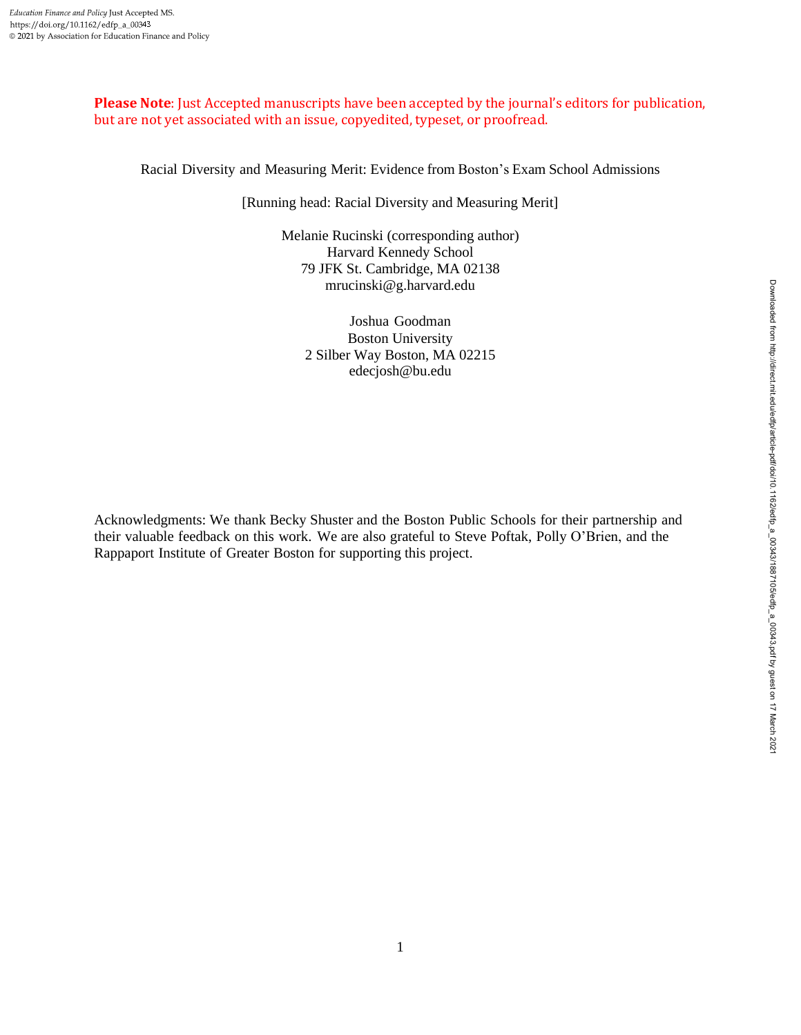**Please Note**: Just Accepted manuscripts have been accepted by the journal's editors for publication, but are not yet associated with an issue, copyedited, typeset, or proofread.

# Racial Diversity and Measuring Merit: Evidence from Boston's Exam School Admissions

[Running head: Racial Diversity and Measuring Merit]

Melanie Rucinski (corresponding author)
Harvard Kennedy School
79 JFK St. Cambridge, MA 02138
mrucinski@g.harvard.edu

Joshua Goodman
Boston University
2 Silber Way Boston, MA 02215
edecjosh@bu.edu

Acknowledgments: We thank Becky Shuster and the Boston Public Schools for their partnership and their valuable feedback on this work. We are also grateful to Steve Poftak, Polly O'Brien, and the Rappaport Institute of Greater Boston for supporting this project.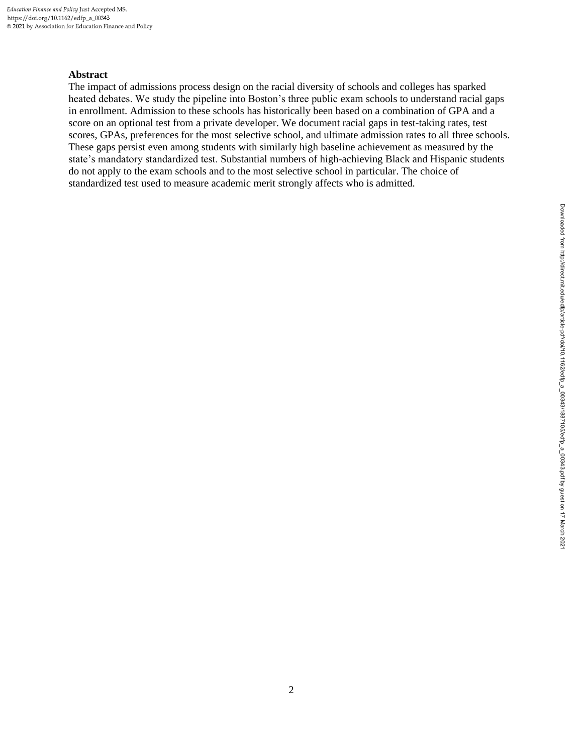**Abstract**

The impact of admissions process design on the racial diversity of schools and colleges has sparked heated debates. We study the pipeline into Boston's three public exam schools to understand racial gaps in enrollment. Admission to these schools has historically been based on a combination of GPA and a score on an optional test from a private developer. We document racial gaps in test-taking rates, test scores, GPAs, preferences for the most selective school, and ultimate admission rates to all three schools. These gaps persist even among students with similarly high baseline achievement as measured by the state's mandatory standardized test. Substantial numbers of high-achieving Black and Hispanic students do not apply to the exam schools and to the most selective school in particular. The choice of standardized test used to measure academic merit strongly affects who is admitted.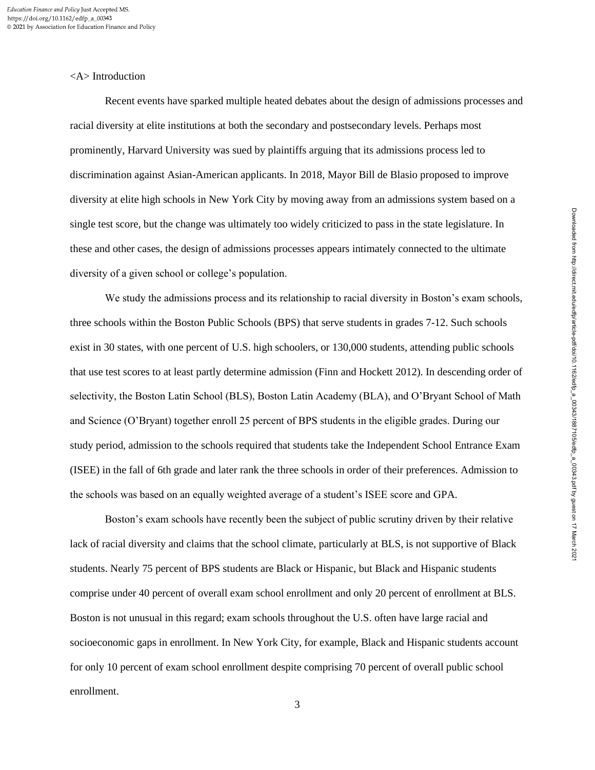## Introduction

Recent events have sparked multiple heated debates about the design of admissions processes and racial diversity at elite institutions at both the secondary and postsecondary levels. Perhaps most prominently, Harvard University was sued by plaintiffs arguing that its admissions process led to discrimination against Asian-American applicants. In 2018, Mayor Bill de Blasio proposed to improve diversity at elite high schools in New York City by moving away from an admissions system based on a single test score, but the change was ultimately too widely criticized to pass in the state legislature. In these and other cases, the design of admissions processes appears intimately connected to the ultimate diversity of a given school or college's population.

We study the admissions process and its relationship to racial diversity in Boston's exam schools, three schools within the Boston Public Schools (BPS) that serve students in grades 7-12. Such schools exist in 30 states, with one percent of U.S. high schoolers, or 130,000 students, attending public schools that use test scores to at least partly determine admission (Finn and Hockett 2012). In descending order of selectivity, the Boston Latin School (BLS), Boston Latin Academy (BLA), and O'Bryant School of Math and Science (O'Bryant) together enroll 25 percent of BPS students in the eligible grades. During our study period, admission to the schools required that students take the Independent School Entrance Exam (ISEE) in the fall of 6th grade and later rank the three schools in order of their preferences. Admission to the schools was based on an equally weighted average of a student's ISEE score and GPA.

Boston's exam schools have recently been the subject of public scrutiny driven by their relative lack of racial diversity and claims that the school climate, particularly at BLS, is not supportive of Black students. Nearly 75 percent of BPS students are Black or Hispanic, but Black and Hispanic students comprise under 40 percent of overall exam school enrollment and only 20 percent of enrollment at BLS. Boston is not unusual in this regard; exam schools throughout the U.S. often have large racial and socioeconomic gaps in enrollment. In New York City, for example, Black and Hispanic students account for only 10 percent of exam school enrollment despite comprising 70 percent of overall public school enrollment.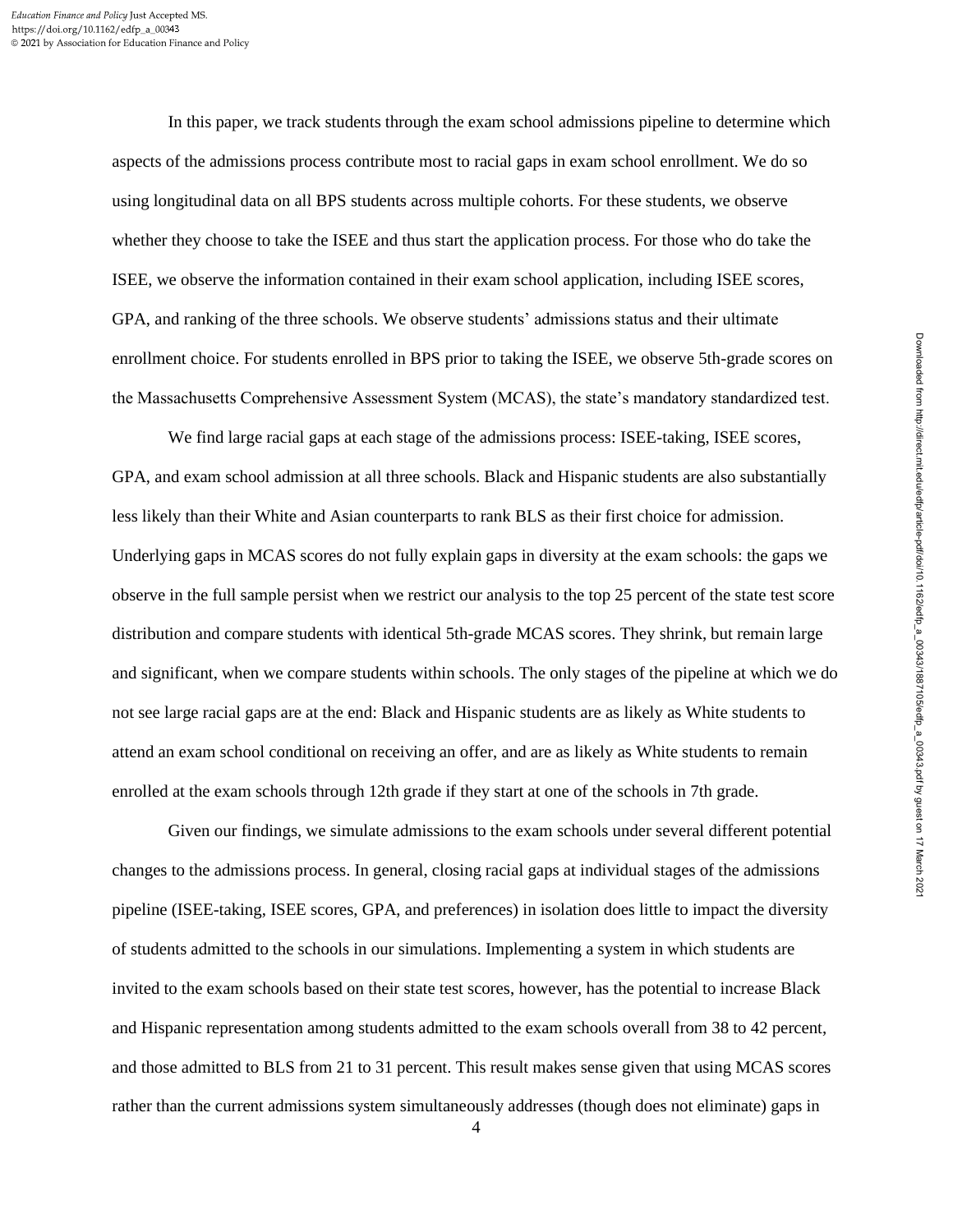In this paper, we track students through the exam school admissions pipeline to determine which aspects of the admissions process contribute most to racial gaps in exam school enrollment. We do so using longitudinal data on all BPS students across multiple cohorts. For these students, we observe whether they choose to take the ISEE and thus start the application process. For those who do take the ISEE, we observe the information contained in their exam school application, including ISEE scores, GPA, and ranking of the three schools. We observe students' admissions status and their ultimate enrollment choice. For students enrolled in BPS prior to taking the ISEE, we observe 5th-grade scores on the Massachusetts Comprehensive Assessment System (MCAS), the state's mandatory standardized test.

We find large racial gaps at each stage of the admissions process: ISEE-taking, ISEE scores, GPA, and exam school admission at all three schools. Black and Hispanic students are also substantially less likely than their White and Asian counterparts to rank BLS as their first choice for admission. Underlying gaps in MCAS scores do not fully explain gaps in diversity at the exam schools: the gaps we observe in the full sample persist when we restrict our analysis to the top 25 percent of the state test score distribution and compare students with identical 5th-grade MCAS scores. They shrink, but remain large and significant, when we compare students within schools. The only stages of the pipeline at which we do not see large racial gaps are at the end: Black and Hispanic students are as likely as White students to attend an exam school conditional on receiving an offer, and are as likely as White students to remain enrolled at the exam schools through 12th grade if they start at one of the schools in 7th grade.

Given our findings, we simulate admissions to the exam schools under several different potential changes to the admissions process. In general, closing racial gaps at individual stages of the admissions pipeline (ISEE-taking, ISEE scores, GPA, and preferences) in isolation does little to impact the diversity of students admitted to the schools in our simulations. Implementing a system in which students are invited to the exam schools based on their state test scores, however, has the potential to increase Black and Hispanic representation among students admitted to the exam schools overall from 38 to 42 percent, and those admitted to BLS from 21 to 31 percent. This result makes sense given that using MCAS scores rather than the current admissions system simultaneously addresses (though does not eliminate) gaps in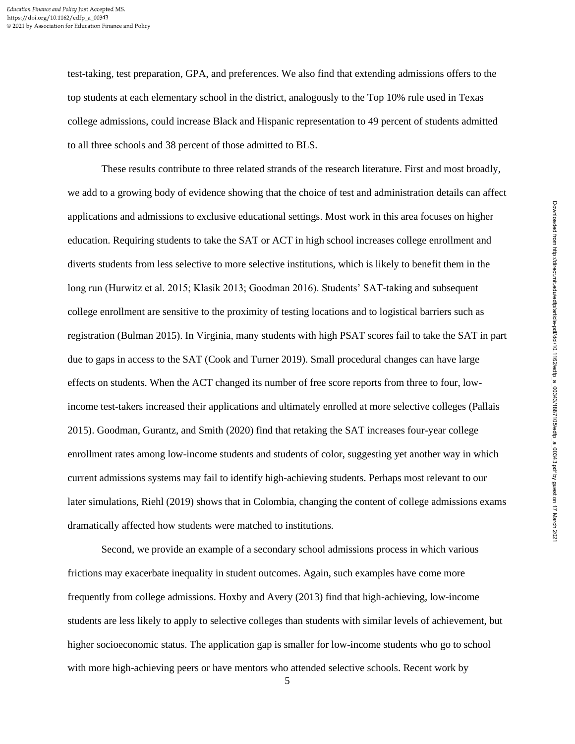test-taking, test preparation, GPA, and preferences. We also find that extending admissions offers to the top students at each elementary school in the district, analogously to the Top 10% rule used in Texas college admissions, could increase Black and Hispanic representation to 49 percent of students admitted to all three schools and 38 percent of those admitted to BLS.

These results contribute to three related strands of the research literature. First and most broadly, we add to a growing body of evidence showing that the choice of test and administration details can affect applications and admissions to exclusive educational settings. Most work in this area focuses on higher education. Requiring students to take the SAT or ACT in high school increases college enrollment and diverts students from less selective to more selective institutions, which is likely to benefit them in the long run (Hurwitz et al. 2015; Klasik 2013; Goodman 2016). Students' SAT-taking and subsequent college enrollment are sensitive to the proximity of testing locations and to logistical barriers such as registration (Bulman 2015). In Virginia, many students with high PSAT scores fail to take the SAT in part due to gaps in access to the SAT (Cook and Turner 2019). Small procedural changes can have large effects on students. When the ACT changed its number of free score reports from three to four, low-income test-takers increased their applications and ultimately enrolled at more selective colleges (Pallais 2015). Goodman, Gurantz, and Smith (2020) find that retaking the SAT increases four-year college enrollment rates among low-income students and students of color, suggesting yet another way in which current admissions systems may fail to identify high-achieving students. Perhaps most relevant to our later simulations, Riehl (2019) shows that in Colombia, changing the content of college admissions exams dramatically affected how students were matched to institutions.

Second, we provide an example of a secondary school admissions process in which various frictions may exacerbate inequality in student outcomes. Again, such examples have come more frequently from college admissions. Hoxby and Avery (2013) find that high-achieving, low-income students are less likely to apply to selective colleges than students with similar levels of achievement, but higher socioeconomic status. The application gap is smaller for low-income students who go to school with more high-achieving peers or have mentors who attended selective schools. Recent work by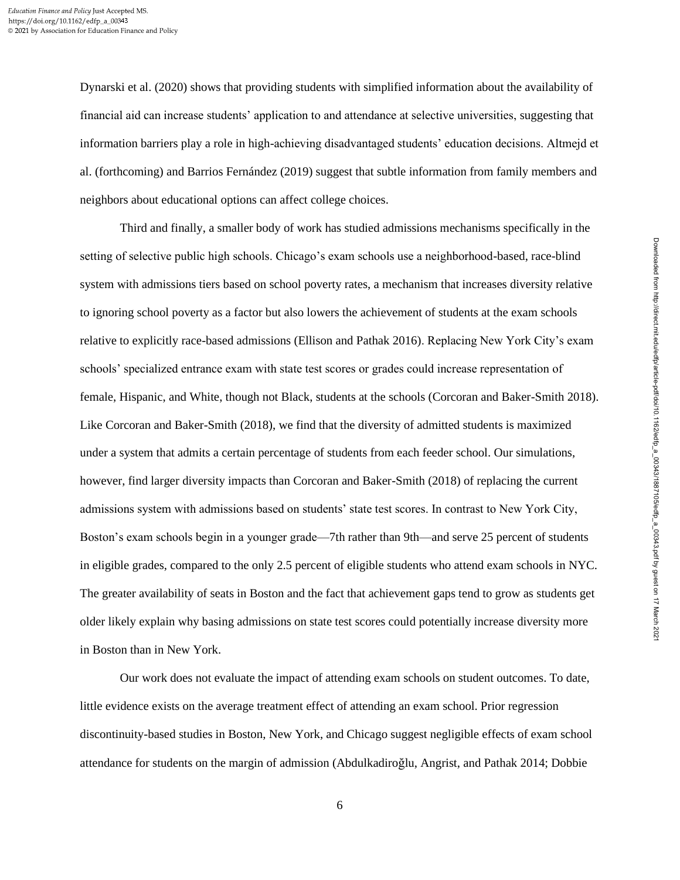Dynarski et al. (2020) shows that providing students with simplified information about the availability of financial aid can increase students' application to and attendance at selective universities, suggesting that information barriers play a role in high-achieving disadvantaged students' education decisions. Altmejd et al. (forthcoming) and Barrios Fernández (2019) suggest that subtle information from family members and neighbors about educational options can affect college choices.

Third and finally, a smaller body of work has studied admissions mechanisms specifically in the setting of selective public high schools. Chicago's exam schools use a neighborhood-based, race-blind system with admissions tiers based on school poverty rates, a mechanism that increases diversity relative to ignoring school poverty as a factor but also lowers the achievement of students at the exam schools relative to explicitly race-based admissions (Ellison and Pathak 2016). Replacing New York City's exam schools' specialized entrance exam with state test scores or grades could increase representation of female, Hispanic, and White, though not Black, students at the schools (Corcoran and Baker-Smith 2018). Like Corcoran and Baker-Smith (2018), we find that the diversity of admitted students is maximized under a system that admits a certain percentage of students from each feeder school. Our simulations, however, find larger diversity impacts than Corcoran and Baker-Smith (2018) of replacing the current admissions system with admissions based on students' state test scores. In contrast to New York City, Boston's exam schools begin in a younger grade—7th rather than 9th—and serve 25 percent of students in eligible grades, compared to the only 2.5 percent of eligible students who attend exam schools in NYC. The greater availability of seats in Boston and the fact that achievement gaps tend to grow as students get older likely explain why basing admissions on state test scores could potentially increase diversity more in Boston than in New York.

Our work does not evaluate the impact of attending exam schools on student outcomes. To date, little evidence exists on the average treatment effect of attending an exam school. Prior regression discontinuity-based studies in Boston, New York, and Chicago suggest negligible effects of exam school attendance for students on the margin of admission (Abdulkadiroğlu, Angrist, and Pathak 2014; Dobbie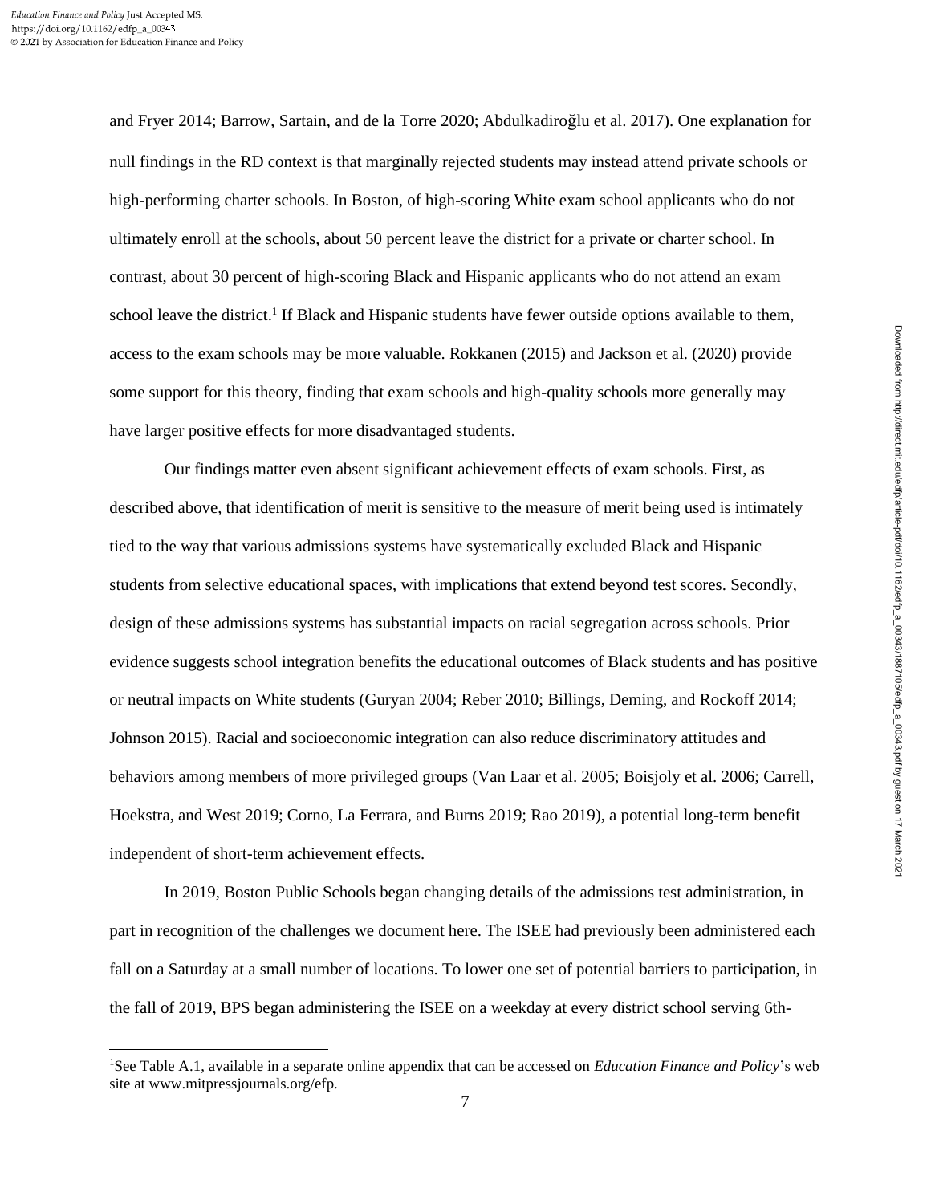and Fryer 2014; Barrow, Sartain, and de la Torre 2020; Abdulkadiroğlu et al. 2017). One explanation for null findings in the RD context is that marginally rejected students may instead attend private schools or high-performing charter schools. In Boston, of high-scoring White exam school applicants who do not ultimately enroll at the schools, about 50 percent leave the district for a private or charter school. In contrast, about 30 percent of high-scoring Black and Hispanic applicants who do not attend an exam school leave the district.[1] If Black and Hispanic students have fewer outside options available to them, access to the exam schools may be more valuable. Rokkanen (2015) and Jackson et al. (2020) provide some support for this theory, finding that exam schools and high-quality schools more generally may have larger positive effects for more disadvantaged students.

Our findings matter even absent significant achievement effects of exam schools. First, as described above, that identification of merit is sensitive to the measure of merit being used is intimately tied to the way that various admissions systems have systematically excluded Black and Hispanic students from selective educational spaces, with implications that extend beyond test scores. Secondly, design of these admissions systems has substantial impacts on racial segregation across schools. Prior evidence suggests school integration benefits the educational outcomes of Black students and has positive or neutral impacts on White students (Guryan 2004; Reber 2010; Billings, Deming, and Rockoff 2014; Johnson 2015). Racial and socioeconomic integration can also reduce discriminatory attitudes and behaviors among members of more privileged groups (Van Laar et al. 2005; Boisjoly et al. 2006; Carrell, Hoekstra, and West 2019; Corno, La Ferrara, and Burns 2019; Rao 2019), a potential long-term benefit independent of short-term achievement effects.

In 2019, Boston Public Schools began changing details of the admissions test administration, in part in recognition of the challenges we document here. The ISEE had previously been administered each fall on a Saturday at a small number of locations. To lower one set of potential barriers to participation, in the fall of 2019, BPS began administering the ISEE on a weekday at every district school serving 6th-

[1] See Table A.1, available in a separate online appendix that can be accessed on *Education Finance and Policy*'s web site at www.mitpressjournals.org/efp.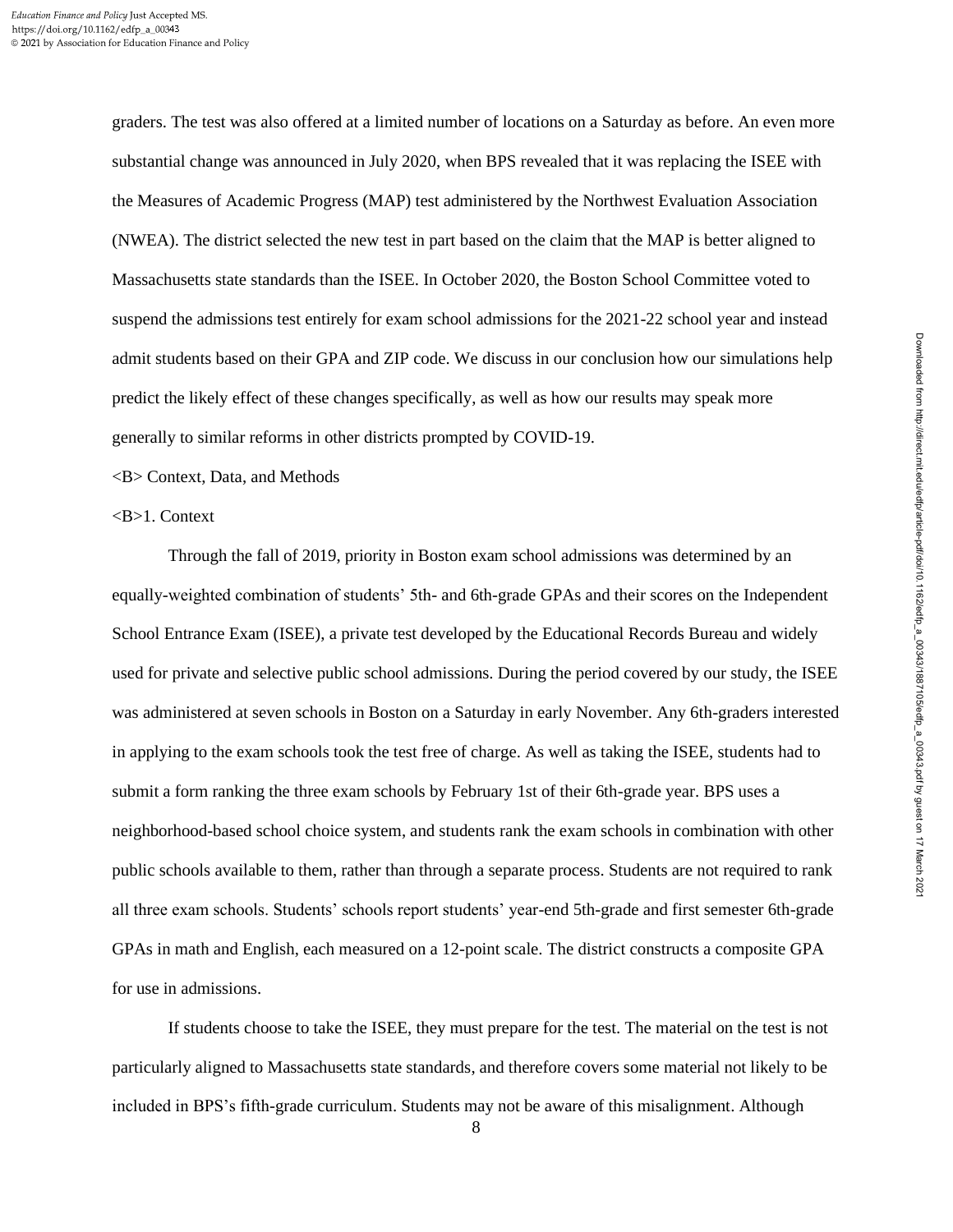graders. The test was also offered at a limited number of locations on a Saturday as before. An even more substantial change was announced in July 2020, when BPS revealed that it was replacing the ISEE with the Measures of Academic Progress (MAP) test administered by the Northwest Evaluation Association (NWEA). The district selected the new test in part based on the claim that the MAP is better aligned to Massachusetts state standards than the ISEE. In October 2020, the Boston School Committee voted to suspend the admissions test entirely for exam school admissions for the 2021-22 school year and instead admit students based on their GPA and ZIP code. We discuss in our conclusion how our simulations help predict the likely effect of these changes specifically, as well as how our results may speak more generally to similar reforms in other districts prompted by COVID-19.

## Context, Data, and Methods

### 1. Context

Through the fall of 2019, priority in Boston exam school admissions was determined by an equally-weighted combination of students' 5th- and 6th-grade GPAs and their scores on the Independent School Entrance Exam (ISEE), a private test developed by the Educational Records Bureau and widely used for private and selective public school admissions. During the period covered by our study, the ISEE was administered at seven schools in Boston on a Saturday in early November. Any 6th-graders interested in applying to the exam schools took the test free of charge. As well as taking the ISEE, students had to submit a form ranking the three exam schools by February 1st of their 6th-grade year. BPS uses a neighborhood-based school choice system, and students rank the exam schools in combination with other public schools available to them, rather than through a separate process. Students are not required to rank all three exam schools. Students' schools report students' year-end 5th-grade and first semester 6th-grade GPAs in math and English, each measured on a 12-point scale. The district constructs a composite GPA for use in admissions.

If students choose to take the ISEE, they must prepare for the test. The material on the test is not particularly aligned to Massachusetts state standards, and therefore covers some material not likely to be included in BPS's fifth-grade curriculum. Students may not be aware of this misalignment. Although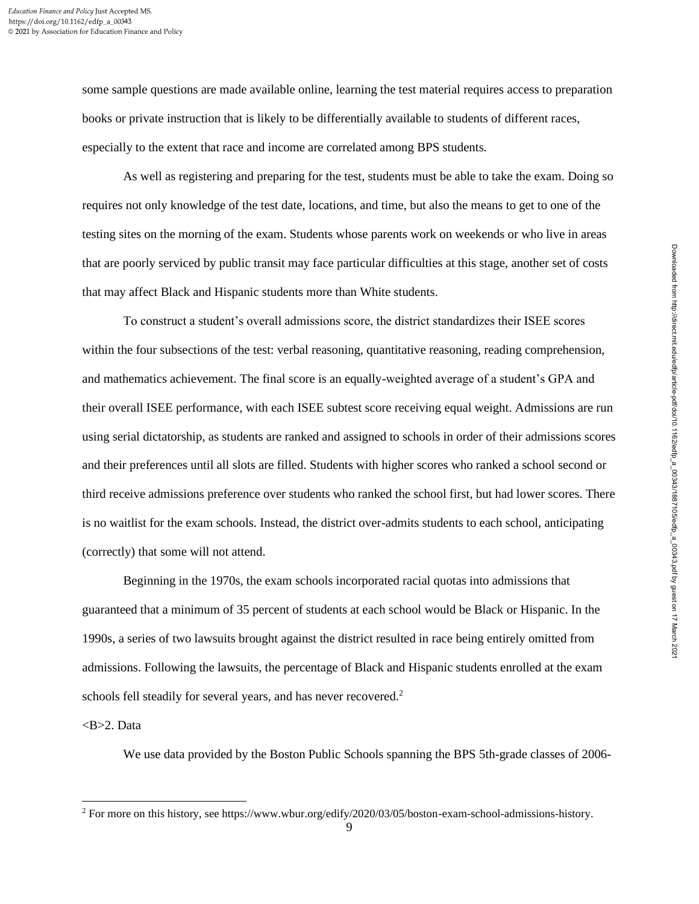some sample questions are made available online, learning the test material requires access to preparation books or private instruction that is likely to be differentially available to students of different races, especially to the extent that race and income are correlated among BPS students.

As well as registering and preparing for the test, students must be able to take the exam. Doing so requires not only knowledge of the test date, locations, and time, but also the means to get to one of the testing sites on the morning of the exam. Students whose parents work on weekends or who live in areas that are poorly serviced by public transit may face particular difficulties at this stage, another set of costs that may affect Black and Hispanic students more than White students.

To construct a student's overall admissions score, the district standardizes their ISEE scores within the four subsections of the test: verbal reasoning, quantitative reasoning, reading comprehension, and mathematics achievement. The final score is an equally-weighted average of a student's GPA and their overall ISEE performance, with each ISEE subtest score receiving equal weight. Admissions are run using serial dictatorship, as students are ranked and assigned to schools in order of their admissions scores and their preferences until all slots are filled. Students with higher scores who ranked a school second or third receive admissions preference over students who ranked the school first, but had lower scores. There is no waitlist for the exam schools. Instead, the district over-admits students to each school, anticipating (correctly) that some will not attend.

Beginning in the 1970s, the exam schools incorporated racial quotas into admissions that guaranteed that a minimum of 35 percent of students at each school would be Black or Hispanic. In the 1990s, a series of two lawsuits brought against the district resulted in race being entirely omitted from admissions. Following the lawsuits, the percentage of Black and Hispanic students enrolled at the exam schools fell steadily for several years, and has never recovered.[2]

## 2. Data

We use data provided by the Boston Public Schools spanning the BPS 5th-grade classes of 2006-

[2] For more on this history, see https://www.wbur.org/edify/2020/03/05/boston-exam-school-admissions-history.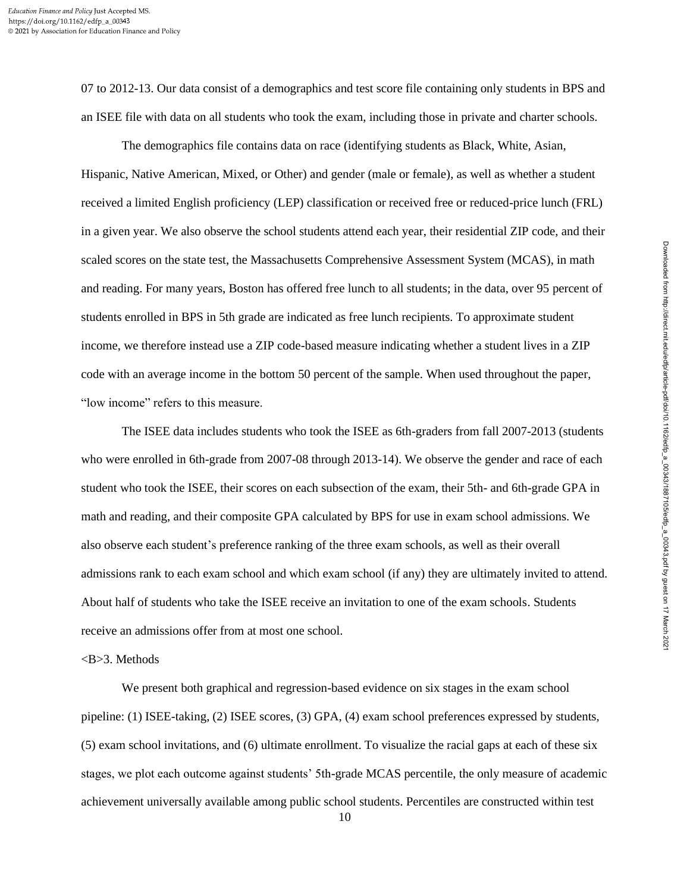07 to 2012-13. Our data consist of a demographics and test score file containing only students in BPS and an ISEE file with data on all students who took the exam, including those in private and charter schools.

The demographics file contains data on race (identifying students as Black, White, Asian, Hispanic, Native American, Mixed, or Other) and gender (male or female), as well as whether a student received a limited English proficiency (LEP) classification or received free or reduced-price lunch (FRL) in a given year. We also observe the school students attend each year, their residential ZIP code, and their scaled scores on the state test, the Massachusetts Comprehensive Assessment System (MCAS), in math and reading. For many years, Boston has offered free lunch to all students; in the data, over 95 percent of students enrolled in BPS in 5th grade are indicated as free lunch recipients. To approximate student income, we therefore instead use a ZIP code-based measure indicating whether a student lives in a ZIP code with an average income in the bottom 50 percent of the sample. When used throughout the paper, "low income" refers to this measure.

The ISEE data includes students who took the ISEE as 6th-graders from fall 2007-2013 (students who were enrolled in 6th-grade from 2007-08 through 2013-14). We observe the gender and race of each student who took the ISEE, their scores on each subsection of the exam, their 5th- and 6th-grade GPA in math and reading, and their composite GPA calculated by BPS for use in exam school admissions. We also observe each student's preference ranking of the three exam schools, as well as their overall admissions rank to each exam school and which exam school (if any) they are ultimately invited to attend. About half of students who take the ISEE receive an invitation to one of the exam schools. Students receive an admissions offer from at most one school.

## 3. Methods

We present both graphical and regression-based evidence on six stages in the exam school pipeline: (1) ISEE-taking, (2) ISEE scores, (3) GPA, (4) exam school preferences expressed by students, (5) exam school invitations, and (6) ultimate enrollment. To visualize the racial gaps at each of these six stages, we plot each outcome against students' 5th-grade MCAS percentile, the only measure of academic achievement universally available among public school students. Percentiles are constructed within test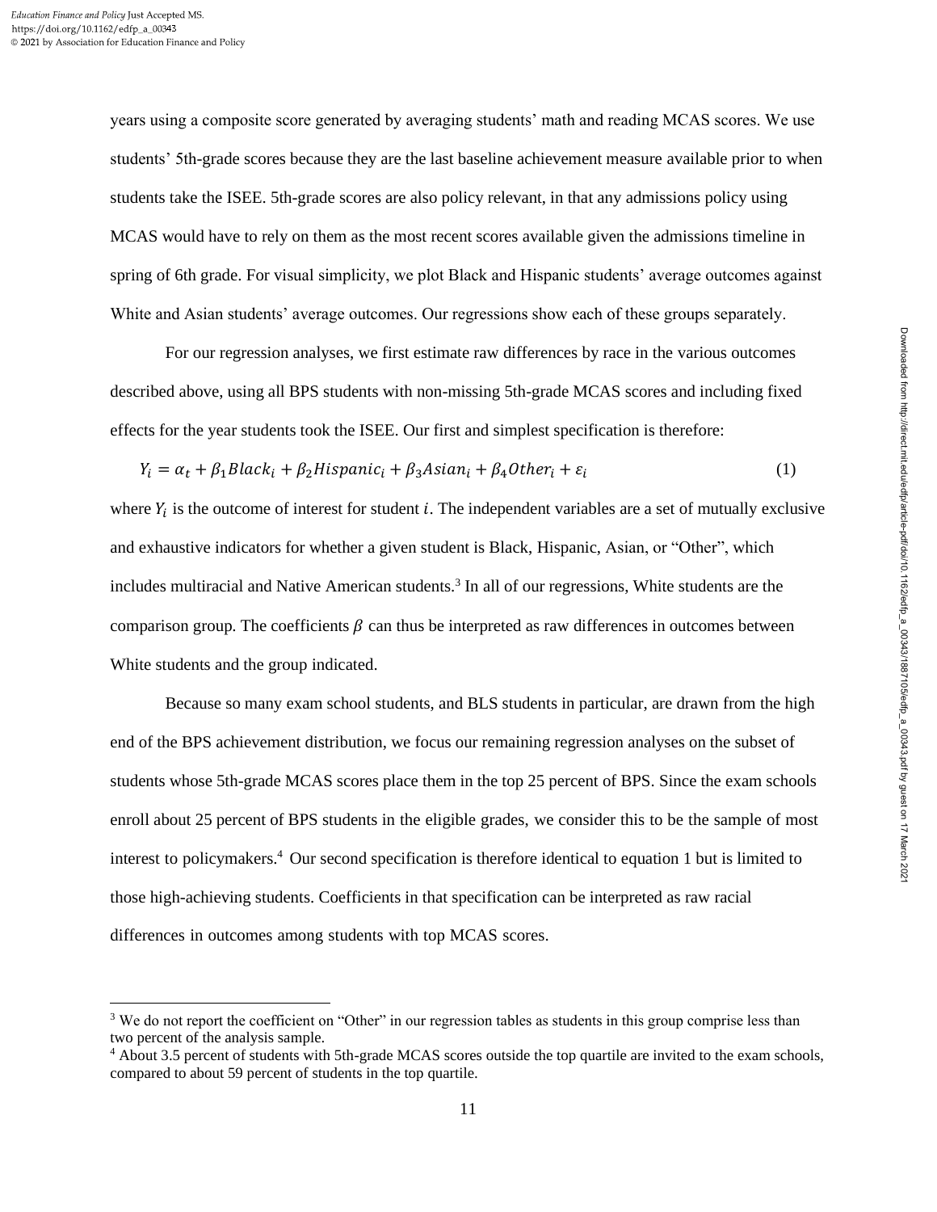years using a composite score generated by averaging students' math and reading MCAS scores. We use students' 5th-grade scores because they are the last baseline achievement measure available prior to when students take the ISEE. 5th-grade scores are also policy relevant, in that any admissions policy using MCAS would have to rely on them as the most recent scores available given the admissions timeline in spring of 6th grade. For visual simplicity, we plot Black and Hispanic students' average outcomes against White and Asian students' average outcomes. Our regressions show each of these groups separately.

For our regression analyses, we first estimate raw differences by race in the various outcomes described above, using all BPS students with non-missing 5th-grade MCAS scores and including fixed effects for the year students took the ISEE. Our first and simplest specification is therefore:

$$Y_i = \alpha_t + \beta_1 Black_i + \beta_2 Hispanic_i + \beta_3 Asian_i + \beta_4 Other_i + \varepsilon_i \quad (1)$$

where $Y_i$ is the outcome of interest for student $i$. The independent variables are a set of mutually exclusive and exhaustive indicators for whether a given student is Black, Hispanic, Asian, or "Other", which includes multiracial and Native American students.[3] In all of our regressions, White students are the comparison group. The coefficients $\beta$ can thus be interpreted as raw differences in outcomes between White students and the group indicated.

Because so many exam school students, and BLS students in particular, are drawn from the high end of the BPS achievement distribution, we focus our remaining regression analyses on the subset of students whose 5th-grade MCAS scores place them in the top 25 percent of BPS. Since the exam schools enroll about 25 percent of BPS students in the eligible grades, we consider this to be the sample of most interest to policymakers.[4] Our second specification is therefore identical to equation 1 but is limited to those high-achieving students. Coefficients in that specification can be interpreted as raw racial differences in outcomes among students with top MCAS scores.

---

[3] We do not report the coefficient on "Other" in our regression tables as students in this group comprise less than two percent of the analysis sample.

[4] About 3.5 percent of students with 5th-grade MCAS scores outside the top quartile are invited to the exam schools, compared to about 59 percent of students in the top quartile.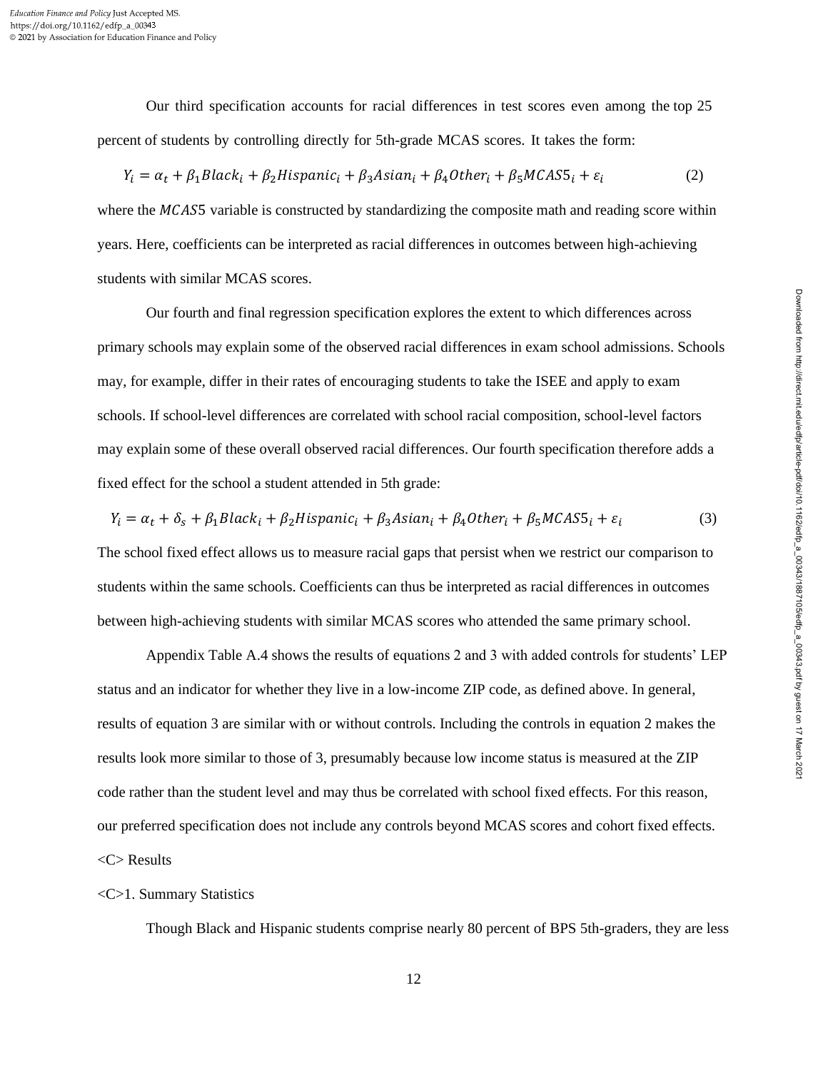Our third specification accounts for racial differences in test scores even among the top 25 percent of students by controlling directly for 5th-grade MCAS scores. It takes the form:

$$Y_i = \alpha_t + \beta_1 Black_i + \beta_2 Hispanic_i + \beta_3 Asian_i + \beta_4 Other_i + \beta_5 MCAS5_i + \varepsilon_i \quad (2)$$

where the $MCAS5$ variable is constructed by standardizing the composite math and reading score within years. Here, coefficients can be interpreted as racial differences in outcomes between high-achieving students with similar MCAS scores.

Our fourth and final regression specification explores the extent to which differences across primary schools may explain some of the observed racial differences in exam school admissions. Schools may, for example, differ in their rates of encouraging students to take the ISEE and apply to exam schools. If school-level differences are correlated with school racial composition, school-level factors may explain some of these overall observed racial differences. Our fourth specification therefore adds a fixed effect for the school a student attended in 5th grade:

$$Y_i = \alpha_t + \delta_s + \beta_1 Black_i + \beta_2 Hispanic_i + \beta_3 Asian_i + \beta_4 Other_i + \beta_5 MCAS5_i + \varepsilon_i \quad (3)$$

The school fixed effect allows us to measure racial gaps that persist when we restrict our comparison to students within the same schools. Coefficients can thus be interpreted as racial differences in outcomes between high-achieving students with similar MCAS scores who attended the same primary school.

Appendix Table A.4 shows the results of equations 2 and 3 with added controls for students' LEP status and an indicator for whether they live in a low-income ZIP code, as defined above. In general, results of equation 3 are similar with or without controls. Including the controls in equation 2 makes the results look more similar to those of 3, presumably because low income status is measured at the ZIP code rather than the student level and may thus be correlated with school fixed effects. For this reason, our preferred specification does not include any controls beyond MCAS scores and cohort fixed effects.

## Results

### 1. Summary Statistics

Though Black and Hispanic students comprise nearly 80 percent of BPS 5th-graders, they are less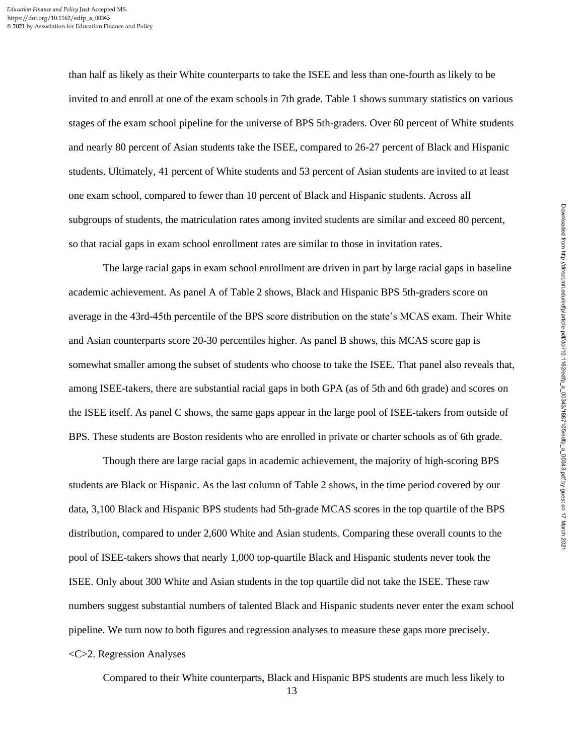than half as likely as their White counterparts to take the ISEE and less than one-fourth as likely to be invited to and enroll at one of the exam schools in 7th grade. Table 1 shows summary statistics on various stages of the exam school pipeline for the universe of BPS 5th-graders. Over 60 percent of White students and nearly 80 percent of Asian students take the ISEE, compared to 26-27 percent of Black and Hispanic students. Ultimately, 41 percent of White students and 53 percent of Asian students are invited to at least one exam school, compared to fewer than 10 percent of Black and Hispanic students. Across all subgroups of students, the matriculation rates among invited students are similar and exceed 80 percent, so that racial gaps in exam school enrollment rates are similar to those in invitation rates.

The large racial gaps in exam school enrollment are driven in part by large racial gaps in baseline academic achievement. As panel A of Table 2 shows, Black and Hispanic BPS 5th-graders score on average in the 43rd-45th percentile of the BPS score distribution on the state's MCAS exam. Their White and Asian counterparts score 20-30 percentiles higher. As panel B shows, this MCAS score gap is somewhat smaller among the subset of students who choose to take the ISEE. That panel also reveals that, among ISEE-takers, there are substantial racial gaps in both GPA (as of 5th and 6th grade) and scores on the ISEE itself. As panel C shows, the same gaps appear in the large pool of ISEE-takers from outside of BPS. These students are Boston residents who are enrolled in private or charter schools as of 6th grade.

Though there are large racial gaps in academic achievement, the majority of high-scoring BPS students are Black or Hispanic. As the last column of Table 2 shows, in the time period covered by our data, 3,100 Black and Hispanic BPS students had 5th-grade MCAS scores in the top quartile of the BPS distribution, compared to under 2,600 White and Asian students. Comparing these overall counts to the pool of ISEE-takers shows that nearly 1,000 top-quartile Black and Hispanic students never took the ISEE. Only about 300 White and Asian students in the top quartile did not take the ISEE. These raw numbers suggest substantial numbers of talented Black and Hispanic students never enter the exam school pipeline. We turn now to both figures and regression analyses to measure these gaps more precisely.

## 2. Regression Analyses

Compared to their White counterparts, Black and Hispanic BPS students are much less likely to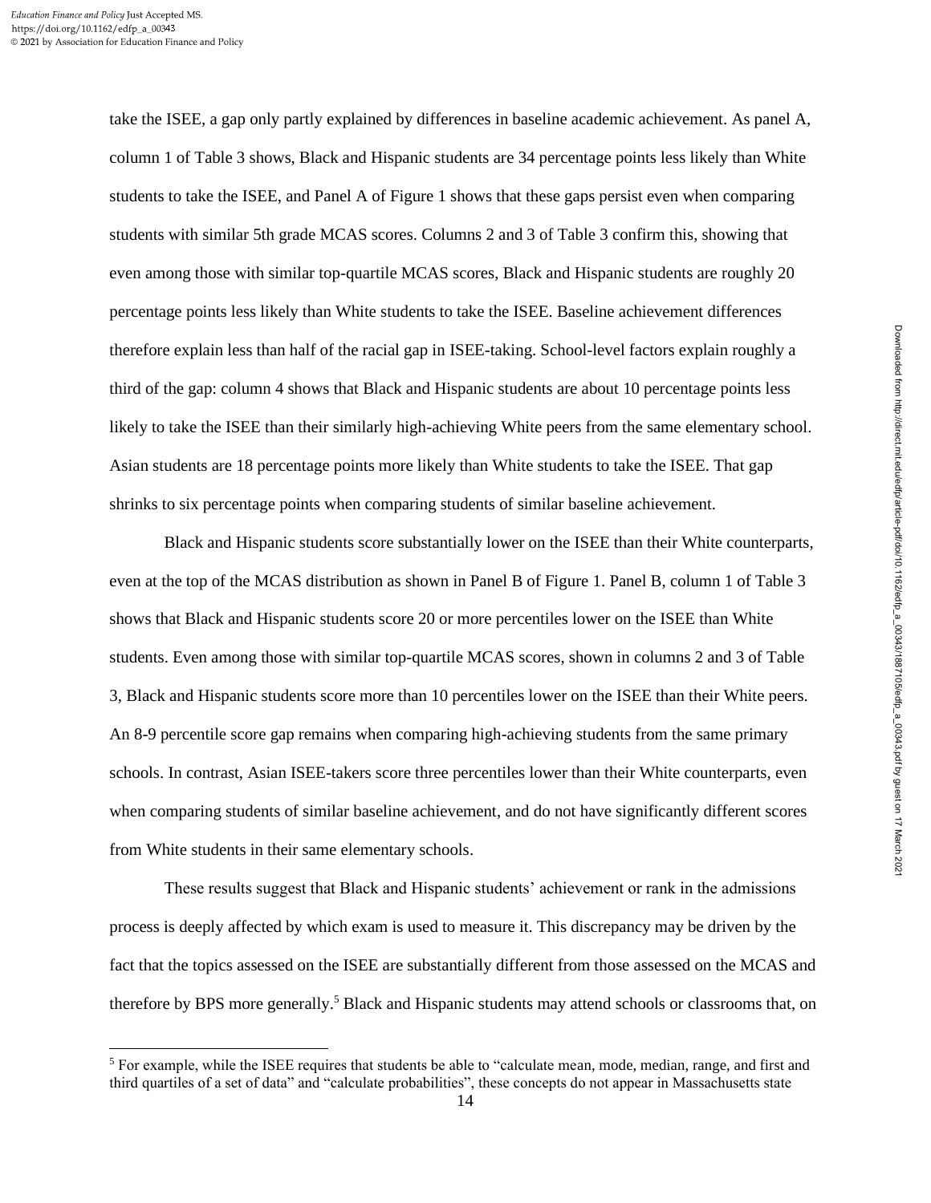take the ISEE, a gap only partly explained by differences in baseline academic achievement. As panel A, column 1 of Table 3 shows, Black and Hispanic students are 34 percentage points less likely than White students to take the ISEE, and Panel A of Figure 1 shows that these gaps persist even when comparing students with similar 5th grade MCAS scores. Columns 2 and 3 of Table 3 confirm this, showing that even among those with similar top-quartile MCAS scores, Black and Hispanic students are roughly 20 percentage points less likely than White students to take the ISEE. Baseline achievement differences therefore explain less than half of the racial gap in ISEE-taking. School-level factors explain roughly a third of the gap: column 4 shows that Black and Hispanic students are about 10 percentage points less likely to take the ISEE than their similarly high-achieving White peers from the same elementary school. Asian students are 18 percentage points more likely than White students to take the ISEE. That gap shrinks to six percentage points when comparing students of similar baseline achievement.

Black and Hispanic students score substantially lower on the ISEE than their White counterparts, even at the top of the MCAS distribution as shown in Panel B of Figure 1. Panel B, column 1 of Table 3 shows that Black and Hispanic students score 20 or more percentiles lower on the ISEE than White students. Even among those with similar top-quartile MCAS scores, shown in columns 2 and 3 of Table 3, Black and Hispanic students score more than 10 percentiles lower on the ISEE than their White peers. An 8-9 percentile score gap remains when comparing high-achieving students from the same primary schools. In contrast, Asian ISEE-takers score three percentiles lower than their White counterparts, even when comparing students of similar baseline achievement, and do not have significantly different scores from White students in their same elementary schools.

These results suggest that Black and Hispanic students' achievement or rank in the admissions process is deeply affected by which exam is used to measure it. This discrepancy may be driven by the fact that the topics assessed on the ISEE are substantially different from those assessed on the MCAS and therefore by BPS more generally.[5] Black and Hispanic students may attend schools or classrooms that, on

[5] For example, while the ISEE requires that students be able to "calculate mean, mode, median, range, and first and third quartiles of a set of data" and "calculate probabilities", these concepts do not appear in Massachusetts state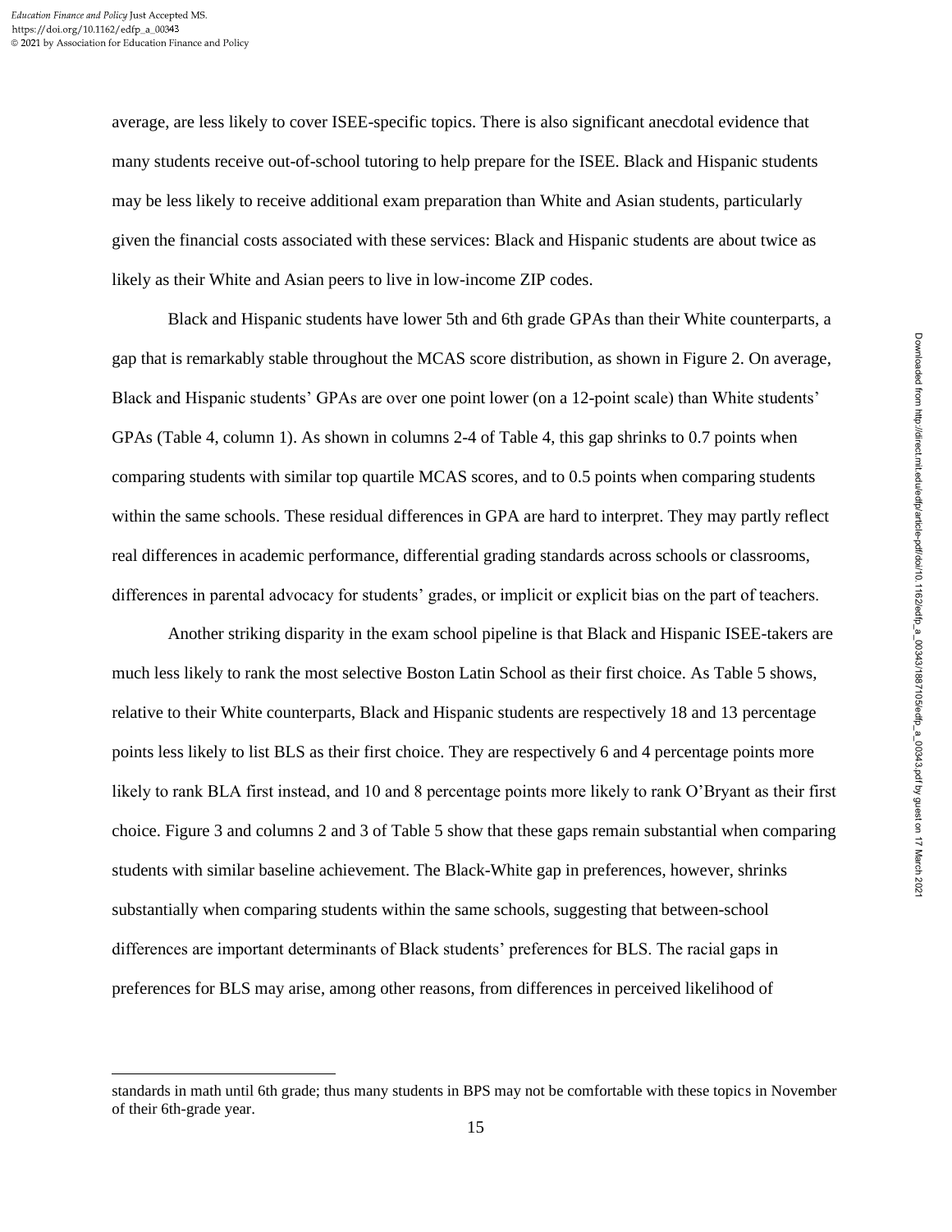average, are less likely to cover ISEE-specific topics. There is also significant anecdotal evidence that many students receive out-of-school tutoring to help prepare for the ISEE. Black and Hispanic students may be less likely to receive additional exam preparation than White and Asian students, particularly given the financial costs associated with these services: Black and Hispanic students are about twice as likely as their White and Asian peers to live in low-income ZIP codes.

Black and Hispanic students have lower 5th and 6th grade GPAs than their White counterparts, a gap that is remarkably stable throughout the MCAS score distribution, as shown in Figure 2. On average, Black and Hispanic students' GPAs are over one point lower (on a 12-point scale) than White students' GPAs (Table 4, column 1). As shown in columns 2-4 of Table 4, this gap shrinks to 0.7 points when comparing students with similar top quartile MCAS scores, and to 0.5 points when comparing students within the same schools. These residual differences in GPA are hard to interpret. They may partly reflect real differences in academic performance, differential grading standards across schools or classrooms, differences in parental advocacy for students' grades, or implicit or explicit bias on the part of teachers.

Another striking disparity in the exam school pipeline is that Black and Hispanic ISEE-takers are much less likely to rank the most selective Boston Latin School as their first choice. As Table 5 shows, relative to their White counterparts, Black and Hispanic students are respectively 18 and 13 percentage points less likely to list BLS as their first choice. They are respectively 6 and 4 percentage points more likely to rank BLA first instead, and 10 and 8 percentage points more likely to rank O'Bryant as their first choice. Figure 3 and columns 2 and 3 of Table 5 show that these gaps remain substantial when comparing students with similar baseline achievement. The Black-White gap in preferences, however, shrinks substantially when comparing students within the same schools, suggesting that between-school differences are important determinants of Black students' preferences for BLS. The racial gaps in preferences for BLS may arise, among other reasons, from differences in perceived likelihood of

standards in math until 6th grade; thus many students in BPS may not be comfortable with these topics in November of their 6th-grade year.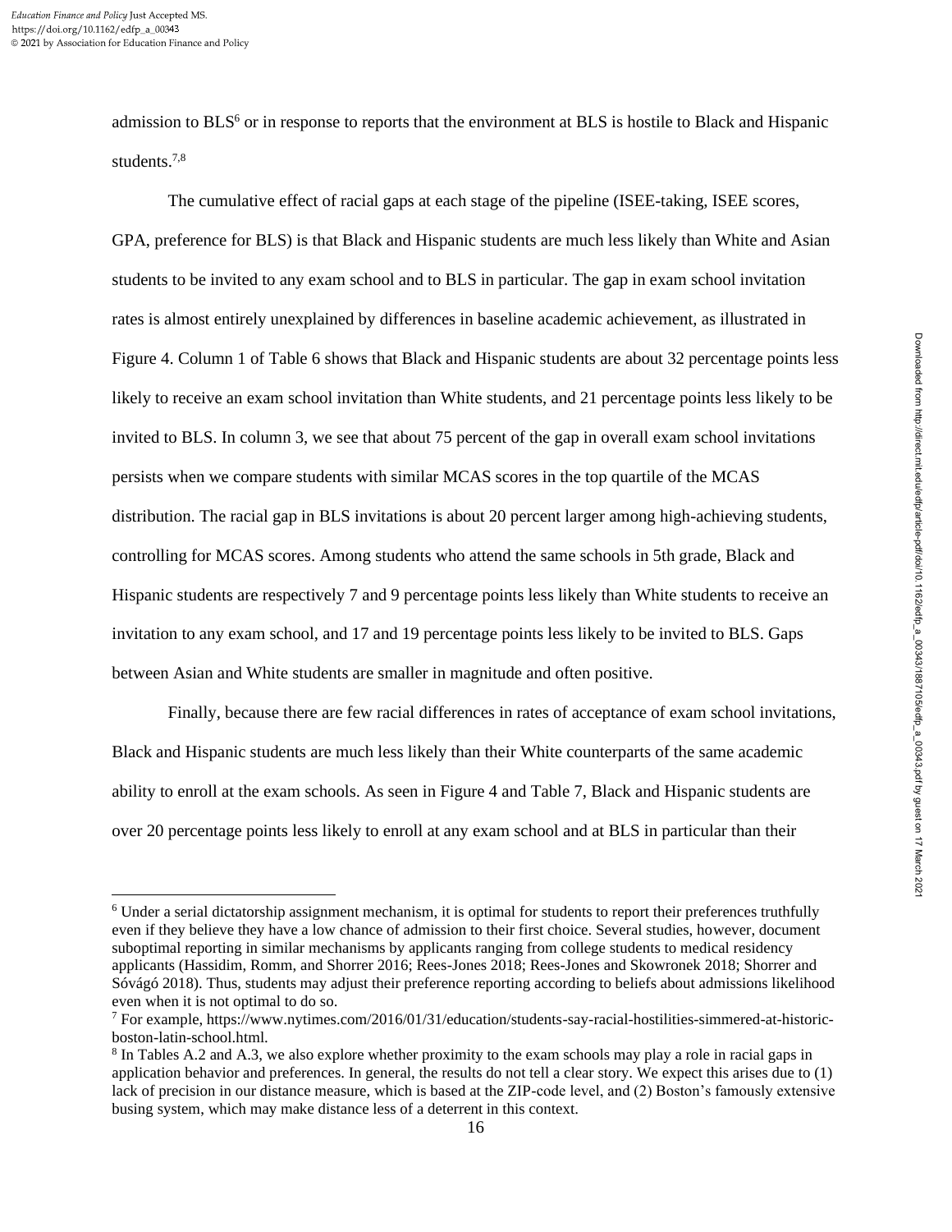admission to BLS[6] or in response to reports that the environment at BLS is hostile to Black and Hispanic students.[7,8]

The cumulative effect of racial gaps at each stage of the pipeline (ISEE-taking, ISEE scores, GPA, preference for BLS) is that Black and Hispanic students are much less likely than White and Asian students to be invited to any exam school and to BLS in particular. The gap in exam school invitation rates is almost entirely unexplained by differences in baseline academic achievement, as illustrated in Figure 4. Column 1 of Table 6 shows that Black and Hispanic students are about 32 percentage points less likely to receive an exam school invitation than White students, and 21 percentage points less likely to be invited to BLS. In column 3, we see that about 75 percent of the gap in overall exam school invitations persists when we compare students with similar MCAS scores in the top quartile of the MCAS distribution. The racial gap in BLS invitations is about 20 percent larger among high-achieving students, controlling for MCAS scores. Among students who attend the same schools in 5th grade, Black and Hispanic students are respectively 7 and 9 percentage points less likely than White students to receive an invitation to any exam school, and 17 and 19 percentage points less likely to be invited to BLS. Gaps between Asian and White students are smaller in magnitude and often positive.

Finally, because there are few racial differences in rates of acceptance of exam school invitations, Black and Hispanic students are much less likely than their White counterparts of the same academic ability to enroll at the exam schools. As seen in Figure 4 and Table 7, Black and Hispanic students are over 20 percentage points less likely to enroll at any exam school and at BLS in particular than their

---

[6] Under a serial dictatorship assignment mechanism, it is optimal for students to report their preferences truthfully even if they believe they have a low chance of admission to their first choice. Several studies, however, document suboptimal reporting in similar mechanisms by applicants ranging from college students to medical residency applicants (Hassidim, Romm, and Shorrer 2016; Rees-Jones 2018; Rees-Jones and Skowronek 2018; Shorrer and Sóvágó 2018). Thus, students may adjust their preference reporting according to beliefs about admissions likelihood even when it is not optimal to do so.

[7] For example, https://www.nytimes.com/2016/01/31/education/students-say-racial-hostilities-simmered-at-historic-boston-latin-school.html.

[8] In Tables A.2 and A.3, we also explore whether proximity to the exam schools may play a role in racial gaps in application behavior and preferences. In general, the results do not tell a clear story. We expect this arises due to (1) lack of precision in our distance measure, which is based at the ZIP-code level, and (2) Boston's famously extensive busing system, which may make distance less of a deterrent in this context.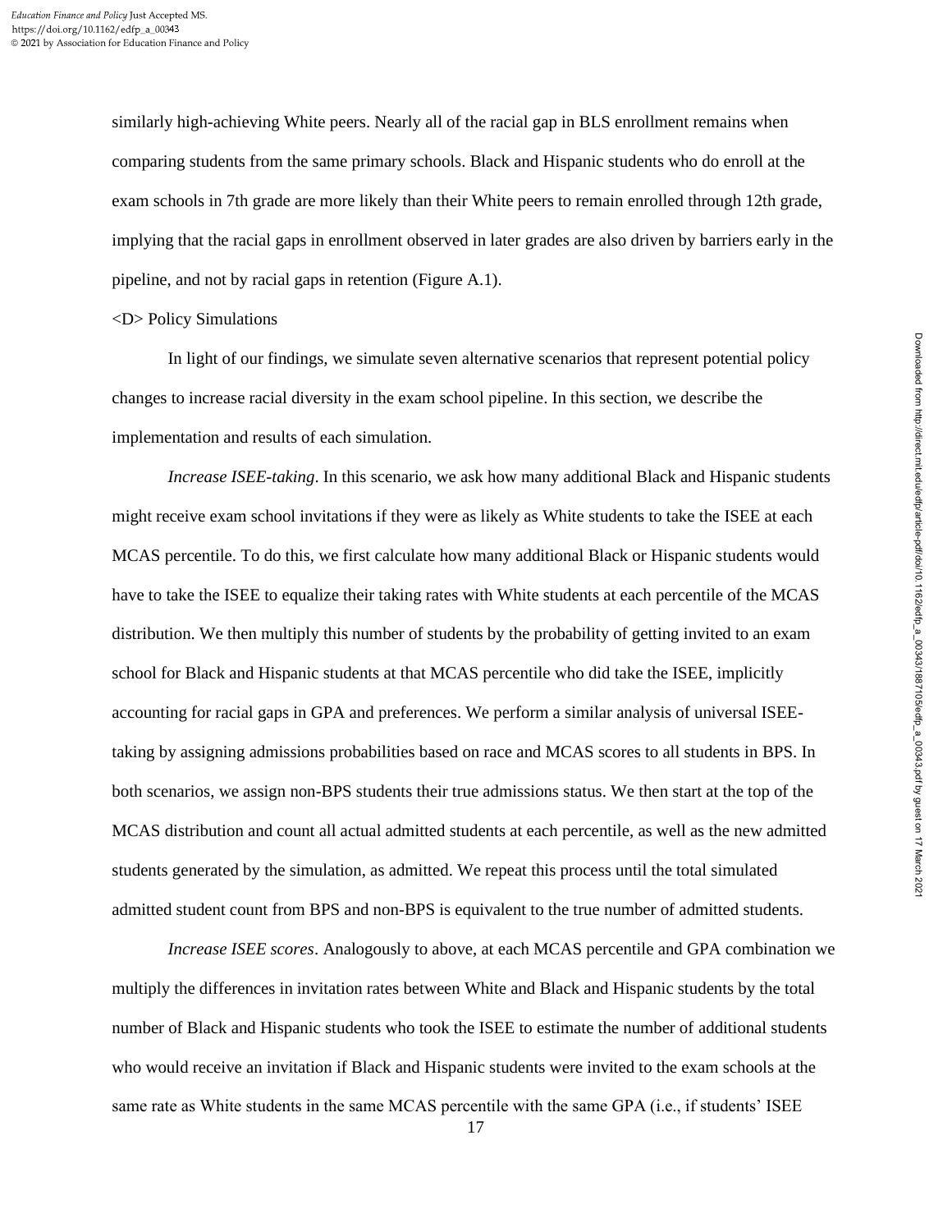similarly high-achieving White peers. Nearly all of the racial gap in BLS enrollment remains when comparing students from the same primary schools. Black and Hispanic students who do enroll at the exam schools in 7th grade are more likely than their White peers to remain enrolled through 12th grade, implying that the racial gaps in enrollment observed in later grades are also driven by barriers early in the pipeline, and not by racial gaps in retention (Figure A.1).

<D> Policy Simulations

In light of our findings, we simulate seven alternative scenarios that represent potential policy changes to increase racial diversity in the exam school pipeline. In this section, we describe the implementation and results of each simulation.

*Increase ISEE-taking*. In this scenario, we ask how many additional Black and Hispanic students might receive exam school invitations if they were as likely as White students to take the ISEE at each MCAS percentile. To do this, we first calculate how many additional Black or Hispanic students would have to take the ISEE to equalize their taking rates with White students at each percentile of the MCAS distribution. We then multiply this number of students by the probability of getting invited to an exam school for Black and Hispanic students at that MCAS percentile who did take the ISEE, implicitly accounting for racial gaps in GPA and preferences. We perform a similar analysis of universal ISEE-taking by assigning admissions probabilities based on race and MCAS scores to all students in BPS. In both scenarios, we assign non-BPS students their true admissions status. We then start at the top of the MCAS distribution and count all actual admitted students at each percentile, as well as the new admitted students generated by the simulation, as admitted. We repeat this process until the total simulated admitted student count from BPS and non-BPS is equivalent to the true number of admitted students.

*Increase ISEE scores*. Analogously to above, at each MCAS percentile and GPA combination we multiply the differences in invitation rates between White and Black and Hispanic students by the total number of Black and Hispanic students who took the ISEE to estimate the number of additional students who would receive an invitation if Black and Hispanic students were invited to the exam schools at the same rate as White students in the same MCAS percentile with the same GPA (i.e., if students' ISEE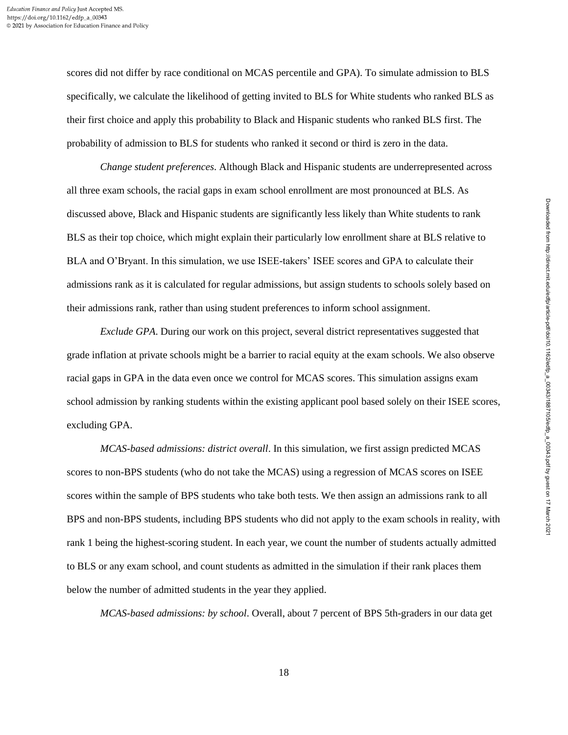scores did not differ by race conditional on MCAS percentile and GPA). To simulate admission to BLS specifically, we calculate the likelihood of getting invited to BLS for White students who ranked BLS as their first choice and apply this probability to Black and Hispanic students who ranked BLS first. The probability of admission to BLS for students who ranked it second or third is zero in the data.

*Change student preferences*. Although Black and Hispanic students are underrepresented across all three exam schools, the racial gaps in exam school enrollment are most pronounced at BLS. As discussed above, Black and Hispanic students are significantly less likely than White students to rank BLS as their top choice, which might explain their particularly low enrollment share at BLS relative to BLA and O'Bryant. In this simulation, we use ISEE-takers' ISEE scores and GPA to calculate their admissions rank as it is calculated for regular admissions, but assign students to schools solely based on their admissions rank, rather than using student preferences to inform school assignment.

*Exclude GPA*. During our work on this project, several district representatives suggested that grade inflation at private schools might be a barrier to racial equity at the exam schools. We also observe racial gaps in GPA in the data even once we control for MCAS scores. This simulation assigns exam school admission by ranking students within the existing applicant pool based solely on their ISEE scores, excluding GPA.

*MCAS-based admissions: district overall*. In this simulation, we first assign predicted MCAS scores to non-BPS students (who do not take the MCAS) using a regression of MCAS scores on ISEE scores within the sample of BPS students who take both tests. We then assign an admissions rank to all BPS and non-BPS students, including BPS students who did not apply to the exam schools in reality, with rank 1 being the highest-scoring student. In each year, we count the number of students actually admitted to BLS or any exam school, and count students as admitted in the simulation if their rank places them below the number of admitted students in the year they applied.

*MCAS-based admissions: by school*. Overall, about 7 percent of BPS 5th-graders in our data get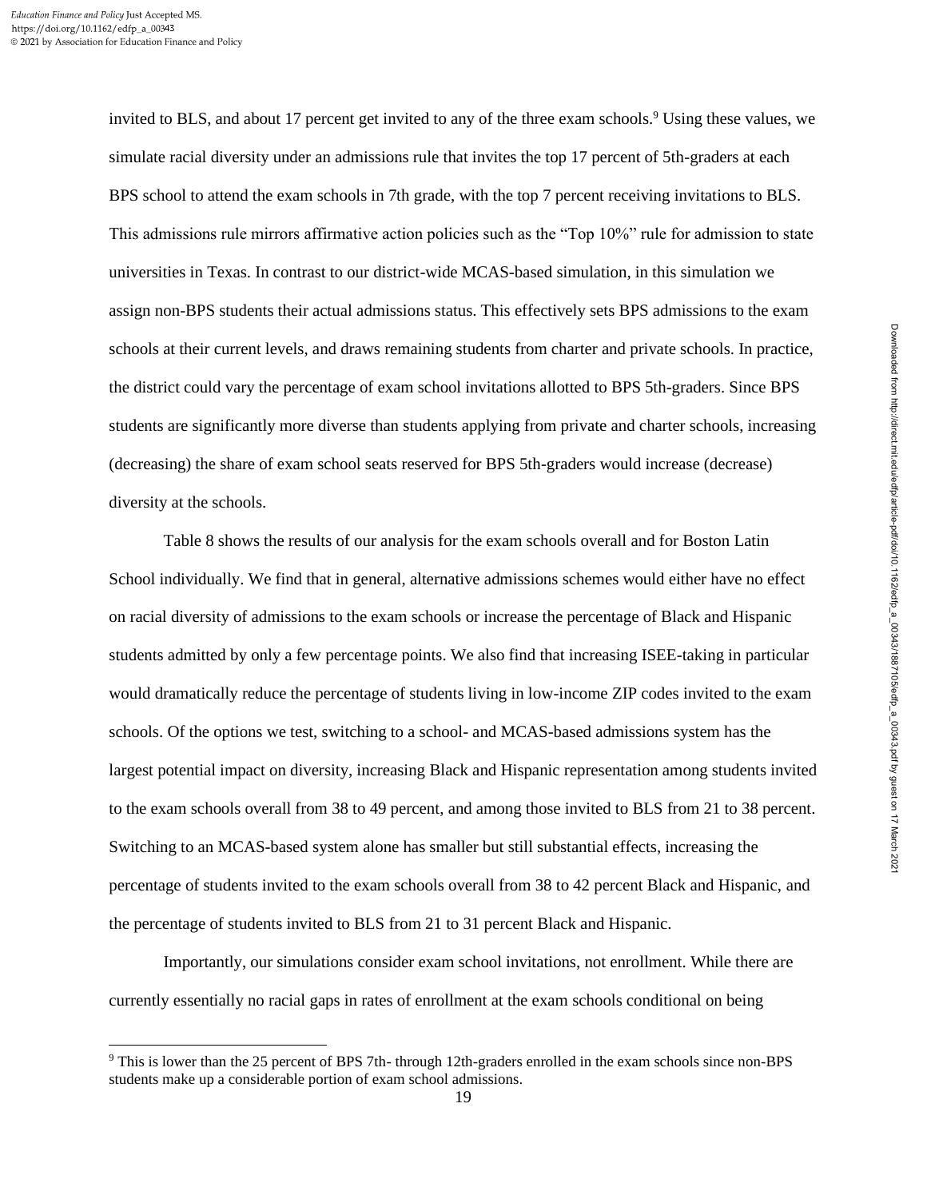invited to BLS, and about 17 percent get invited to any of the three exam schools.[9] Using these values, we simulate racial diversity under an admissions rule that invites the top 17 percent of 5th-graders at each BPS school to attend the exam schools in 7th grade, with the top 7 percent receiving invitations to BLS. This admissions rule mirrors affirmative action policies such as the "Top 10%" rule for admission to state universities in Texas. In contrast to our district-wide MCAS-based simulation, in this simulation we assign non-BPS students their actual admissions status. This effectively sets BPS admissions to the exam schools at their current levels, and draws remaining students from charter and private schools. In practice, the district could vary the percentage of exam school invitations allotted to BPS 5th-graders. Since BPS students are significantly more diverse than students applying from private and charter schools, increasing (decreasing) the share of exam school seats reserved for BPS 5th-graders would increase (decrease) diversity at the schools.

Table 8 shows the results of our analysis for the exam schools overall and for Boston Latin School individually. We find that in general, alternative admissions schemes would either have no effect on racial diversity of admissions to the exam schools or increase the percentage of Black and Hispanic students admitted by only a few percentage points. We also find that increasing ISEE-taking in particular would dramatically reduce the percentage of students living in low-income ZIP codes invited to the exam schools. Of the options we test, switching to a school- and MCAS-based admissions system has the largest potential impact on diversity, increasing Black and Hispanic representation among students invited to the exam schools overall from 38 to 49 percent, and among those invited to BLS from 21 to 38 percent. Switching to an MCAS-based system alone has smaller but still substantial effects, increasing the percentage of students invited to the exam schools overall from 38 to 42 percent Black and Hispanic, and the percentage of students invited to BLS from 21 to 31 percent Black and Hispanic.

Importantly, our simulations consider exam school invitations, not enrollment. While there are currently essentially no racial gaps in rates of enrollment at the exam schools conditional on being

[9] This is lower than the 25 percent of BPS 7th- through 12th-graders enrolled in the exam schools since non-BPS students make up a considerable portion of exam school admissions.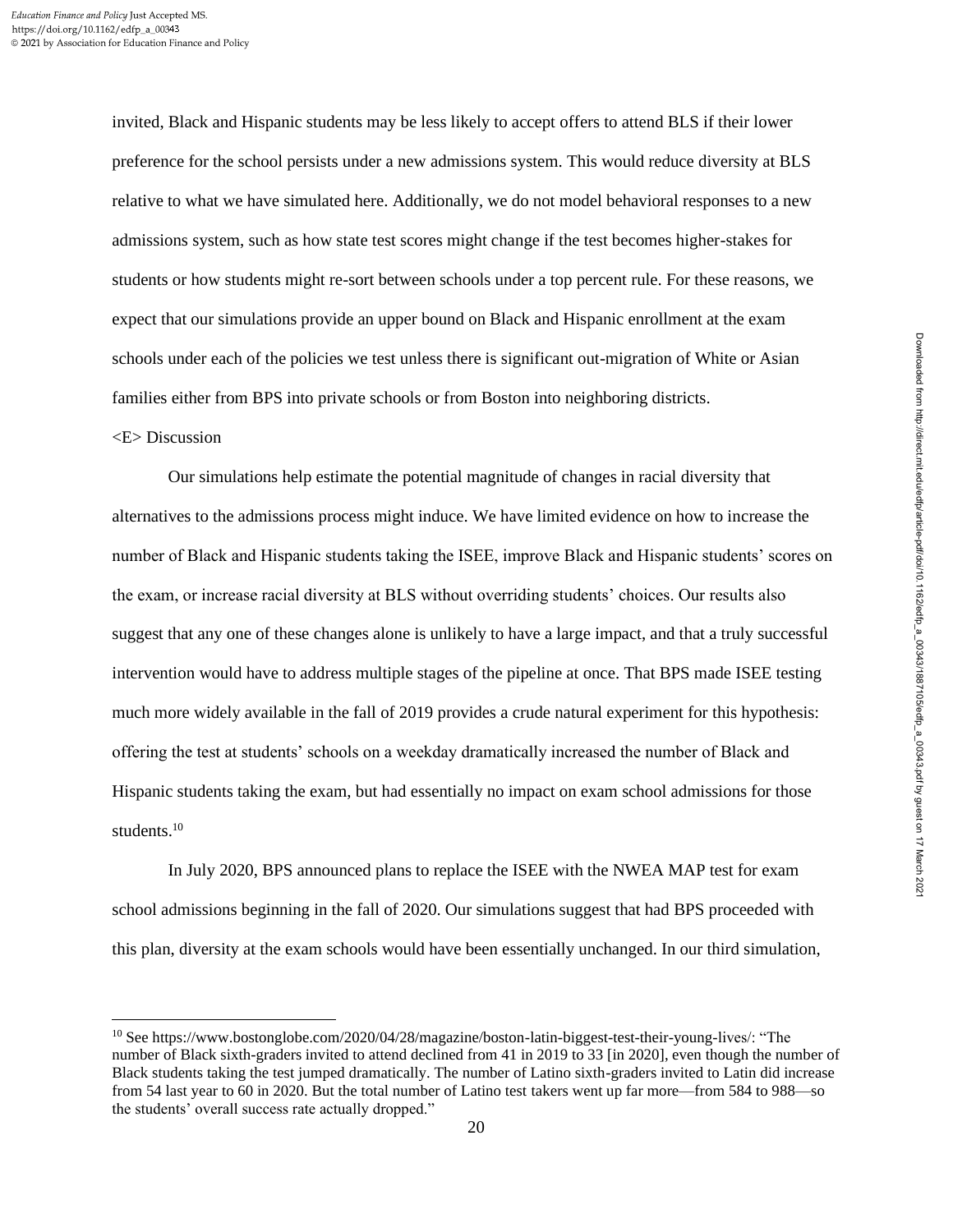invited, Black and Hispanic students may be less likely to accept offers to attend BLS if their lower preference for the school persists under a new admissions system. This would reduce diversity at BLS relative to what we have simulated here. Additionally, we do not model behavioral responses to a new admissions system, such as how state test scores might change if the test becomes higher-stakes for students or how students might re-sort between schools under a top percent rule. For these reasons, we expect that our simulations provide an upper bound on Black and Hispanic enrollment at the exam schools under each of the policies we test unless there is significant out-migration of White or Asian families either from BPS into private schools or from Boston into neighboring districts.

<E> Discussion

Our simulations help estimate the potential magnitude of changes in racial diversity that alternatives to the admissions process might induce. We have limited evidence on how to increase the number of Black and Hispanic students taking the ISEE, improve Black and Hispanic students' scores on the exam, or increase racial diversity at BLS without overriding students' choices. Our results also suggest that any one of these changes alone is unlikely to have a large impact, and that a truly successful intervention would have to address multiple stages of the pipeline at once. That BPS made ISEE testing much more widely available in the fall of 2019 provides a crude natural experiment for this hypothesis: offering the test at students' schools on a weekday dramatically increased the number of Black and Hispanic students taking the exam, but had essentially no impact on exam school admissions for those students.[10]

In July 2020, BPS announced plans to replace the ISEE with the NWEA MAP test for exam school admissions beginning in the fall of 2020. Our simulations suggest that had BPS proceeded with this plan, diversity at the exam schools would have been essentially unchanged. In our third simulation,

[10] See https://www.bostonglobe.com/2020/04/28/magazine/boston-latin-biggest-test-their-young-lives/: "The number of Black sixth-graders invited to attend declined from 41 in 2019 to 33 [in 2020], even though the number of Black students taking the test jumped dramatically. The number of Latino sixth-graders invited to Latin did increase from 54 last year to 60 in 2020. But the total number of Latino test takers went up far more—from 584 to 988—so the students' overall success rate actually dropped."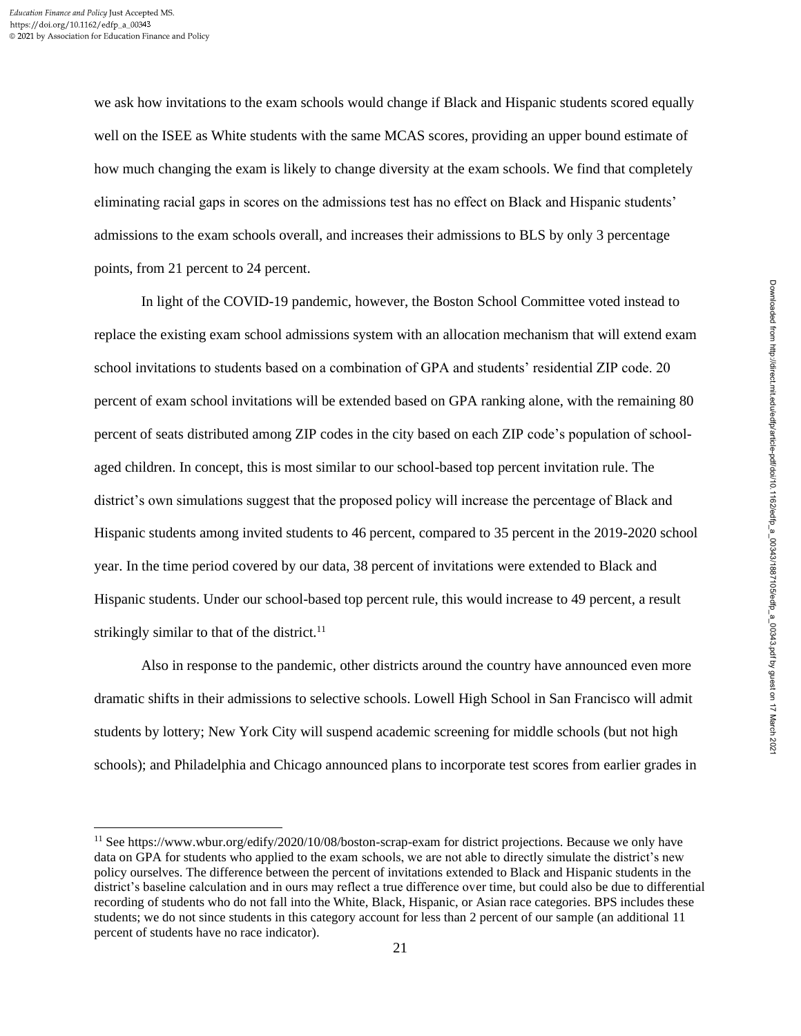we ask how invitations to the exam schools would change if Black and Hispanic students scored equally well on the ISEE as White students with the same MCAS scores, providing an upper bound estimate of how much changing the exam is likely to change diversity at the exam schools. We find that completely eliminating racial gaps in scores on the admissions test has no effect on Black and Hispanic students' admissions to the exam schools overall, and increases their admissions to BLS by only 3 percentage points, from 21 percent to 24 percent.

In light of the COVID-19 pandemic, however, the Boston School Committee voted instead to replace the existing exam school admissions system with an allocation mechanism that will extend exam school invitations to students based on a combination of GPA and students' residential ZIP code. 20 percent of exam school invitations will be extended based on GPA ranking alone, with the remaining 80 percent of seats distributed among ZIP codes in the city based on each ZIP code's population of school-aged children. In concept, this is most similar to our school-based top percent invitation rule. The district's own simulations suggest that the proposed policy will increase the percentage of Black and Hispanic students among invited students to 46 percent, compared to 35 percent in the 2019-2020 school year. In the time period covered by our data, 38 percent of invitations were extended to Black and Hispanic students. Under our school-based top percent rule, this would increase to 49 percent, a result strikingly similar to that of the district.[11]

Also in response to the pandemic, other districts around the country have announced even more dramatic shifts in their admissions to selective schools. Lowell High School in San Francisco will admit students by lottery; New York City will suspend academic screening for middle schools (but not high schools); and Philadelphia and Chicago announced plans to incorporate test scores from earlier grades in

[11] See https://www.wbur.org/edify/2020/10/08/boston-scrap-exam for district projections. Because we only have data on GPA for students who applied to the exam schools, we are not able to directly simulate the district's new policy ourselves. The difference between the percent of invitations extended to Black and Hispanic students in the district's baseline calculation and in ours may reflect a true difference over time, but could also be due to differential recording of students who do not fall into the White, Black, Hispanic, or Asian race categories. BPS includes these students; we do not since students in this category account for less than 2 percent of our sample (an additional 11 percent of students have no race indicator).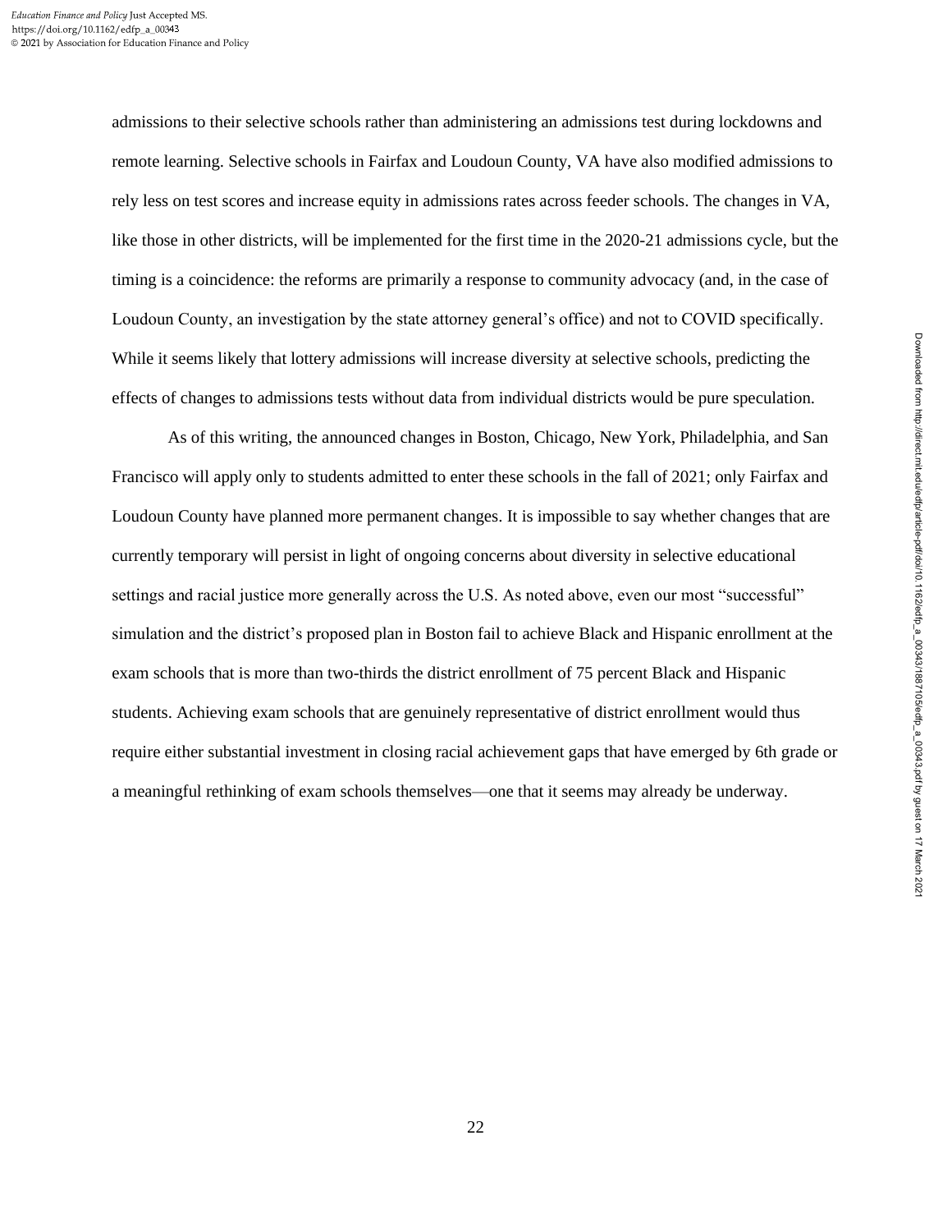admissions to their selective schools rather than administering an admissions test during lockdowns and remote learning. Selective schools in Fairfax and Loudoun County, VA have also modified admissions to rely less on test scores and increase equity in admissions rates across feeder schools. The changes in VA, like those in other districts, will be implemented for the first time in the 2020-21 admissions cycle, but the timing is a coincidence: the reforms are primarily a response to community advocacy (and, in the case of Loudoun County, an investigation by the state attorney general's office) and not to COVID specifically. While it seems likely that lottery admissions will increase diversity at selective schools, predicting the effects of changes to admissions tests without data from individual districts would be pure speculation.

As of this writing, the announced changes in Boston, Chicago, New York, Philadelphia, and San Francisco will apply only to students admitted to enter these schools in the fall of 2021; only Fairfax and Loudoun County have planned more permanent changes. It is impossible to say whether changes that are currently temporary will persist in light of ongoing concerns about diversity in selective educational settings and racial justice more generally across the U.S. As noted above, even our most "successful" simulation and the district's proposed plan in Boston fail to achieve Black and Hispanic enrollment at the exam schools that is more than two-thirds the district enrollment of 75 percent Black and Hispanic students. Achieving exam schools that are genuinely representative of district enrollment would thus require either substantial investment in closing racial achievement gaps that have emerged by 6th grade or a meaningful rethinking of exam schools themselves—one that it seems may already be underway.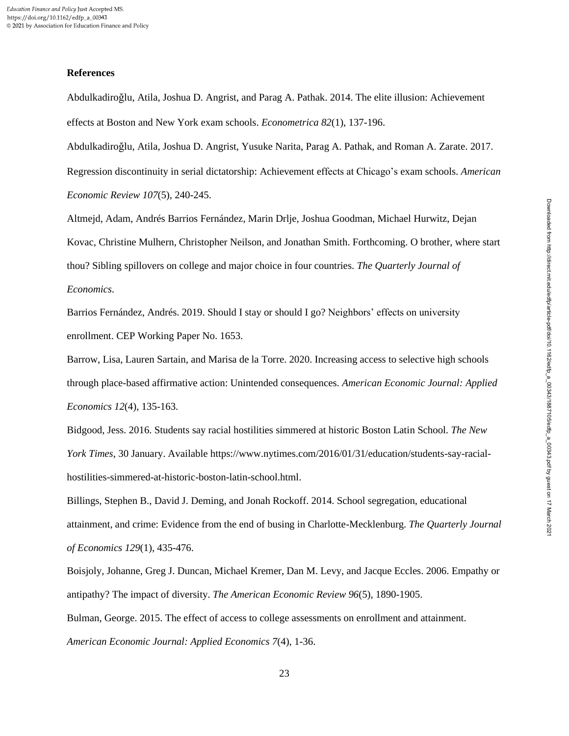**References**

Abdulkadiroğlu, Atila, Joshua D. Angrist, and Parag A. Pathak. 2014. The elite illusion: Achievement effects at Boston and New York exam schools. *Econometrica 82*(1), 137-196.

Abdulkadiroğlu, Atila, Joshua D. Angrist, Yusuke Narita, Parag A. Pathak, and Roman A. Zarate. 2017. Regression discontinuity in serial dictatorship: Achievement effects at Chicago's exam schools. *American Economic Review 107*(5), 240-245.

Altmejd, Adam, Andrés Barrios Fernández, Marin Drlje, Joshua Goodman, Michael Hurwitz, Dejan Kovac, Christine Mulhern, Christopher Neilson, and Jonathan Smith. Forthcoming. O brother, where start thou? Sibling spillovers on college and major choice in four countries. *The Quarterly Journal of Economics*.

Barrios Fernández, Andrés. 2019. Should I stay or should I go? Neighbors' effects on university enrollment. CEP Working Paper No. 1653.

Barrow, Lisa, Lauren Sartain, and Marisa de la Torre. 2020. Increasing access to selective high schools through place-based affirmative action: Unintended consequences. *American Economic Journal: Applied Economics 12*(4), 135-163.

Bidgood, Jess. 2016. Students say racial hostilities simmered at historic Boston Latin School. *The New York Times*, 30 January. Available https://www.nytimes.com/2016/01/31/education/students-say-racial-hostilities-simmered-at-historic-boston-latin-school.html.

Billings, Stephen B., David J. Deming, and Jonah Rockoff. 2014. School segregation, educational attainment, and crime: Evidence from the end of busing in Charlotte-Mecklenburg. *The Quarterly Journal of Economics 129*(1), 435-476.

Boisjoly, Johanne, Greg J. Duncan, Michael Kremer, Dan M. Levy, and Jacque Eccles. 2006. Empathy or antipathy? The impact of diversity. *The American Economic Review 96*(5), 1890-1905.

Bulman, George. 2015. The effect of access to college assessments on enrollment and attainment. *American Economic Journal: Applied Economics 7*(4), 1-36.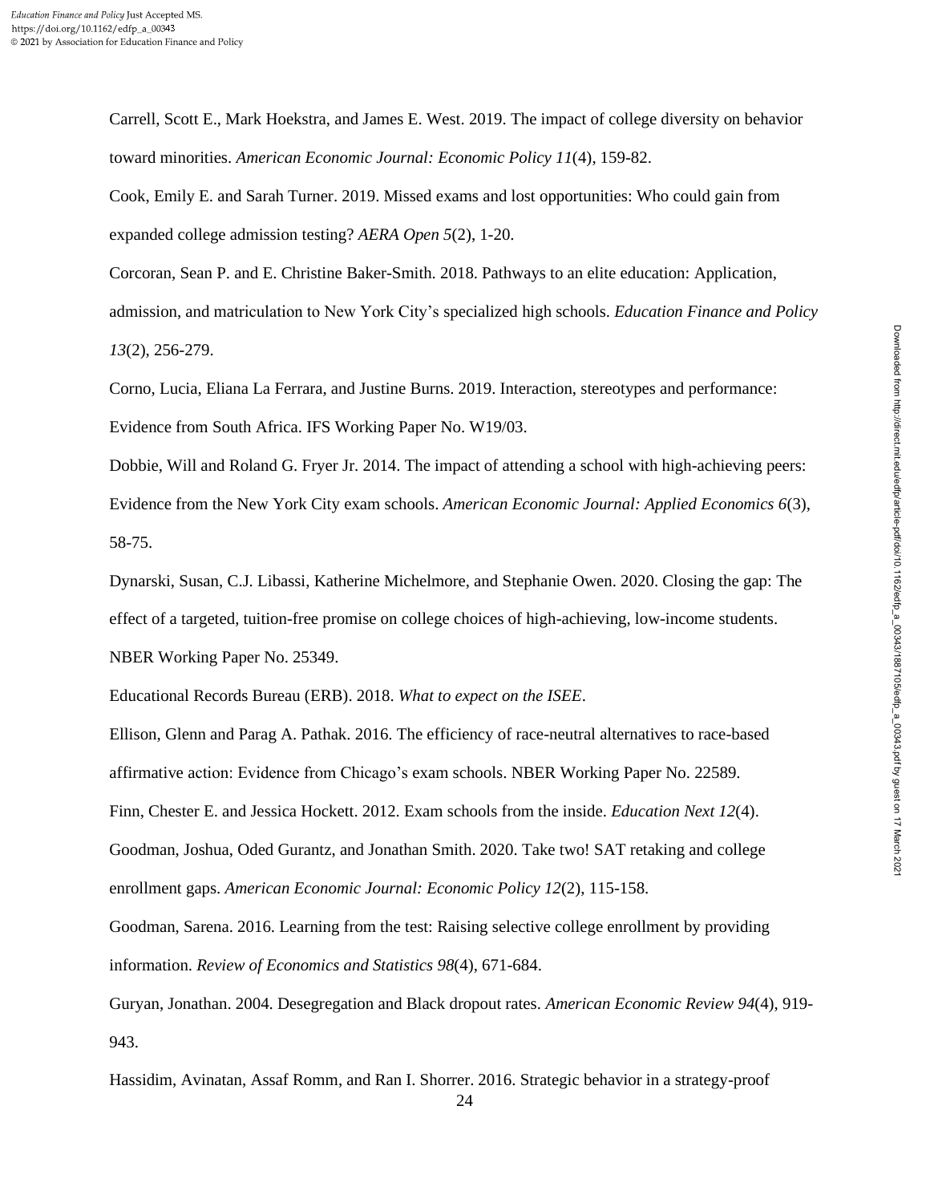Carrell, Scott E., Mark Hoekstra, and James E. West. 2019. The impact of college diversity on behavior toward minorities. *American Economic Journal: Economic Policy 11*(4), 159-82.

Cook, Emily E. and Sarah Turner. 2019. Missed exams and lost opportunities: Who could gain from expanded college admission testing? *AERA Open 5*(2), 1-20.

Corcoran, Sean P. and E. Christine Baker-Smith. 2018. Pathways to an elite education: Application, admission, and matriculation to New York City's specialized high schools. *Education Finance and Policy 13*(2), 256-279.

Corno, Lucia, Eliana La Ferrara, and Justine Burns. 2019. Interaction, stereotypes and performance: Evidence from South Africa. IFS Working Paper No. W19/03.

Dobbie, Will and Roland G. Fryer Jr. 2014. The impact of attending a school with high-achieving peers: Evidence from the New York City exam schools. *American Economic Journal: Applied Economics 6*(3), 58-75.

Dynarski, Susan, C.J. Libassi, Katherine Michelmore, and Stephanie Owen. 2020. Closing the gap: The effect of a targeted, tuition-free promise on college choices of high-achieving, low-income students. NBER Working Paper No. 25349.

Educational Records Bureau (ERB). 2018. *What to expect on the ISEE*.

Ellison, Glenn and Parag A. Pathak. 2016. The efficiency of race-neutral alternatives to race-based affirmative action: Evidence from Chicago's exam schools. NBER Working Paper No. 22589.

Finn, Chester E. and Jessica Hockett. 2012. Exam schools from the inside. *Education Next 12*(4).

Goodman, Joshua, Oded Gurantz, and Jonathan Smith. 2020. Take two! SAT retaking and college enrollment gaps. *American Economic Journal: Economic Policy 12*(2), 115-158.

Goodman, Sarena. 2016. Learning from the test: Raising selective college enrollment by providing information. *Review of Economics and Statistics 98*(4), 671-684.

Guryan, Jonathan. 2004. Desegregation and Black dropout rates. *American Economic Review 94*(4), 919-943.

Hassidim, Avinatan, Assaf Romm, and Ran I. Shorrer. 2016. Strategic behavior in a strategy-proof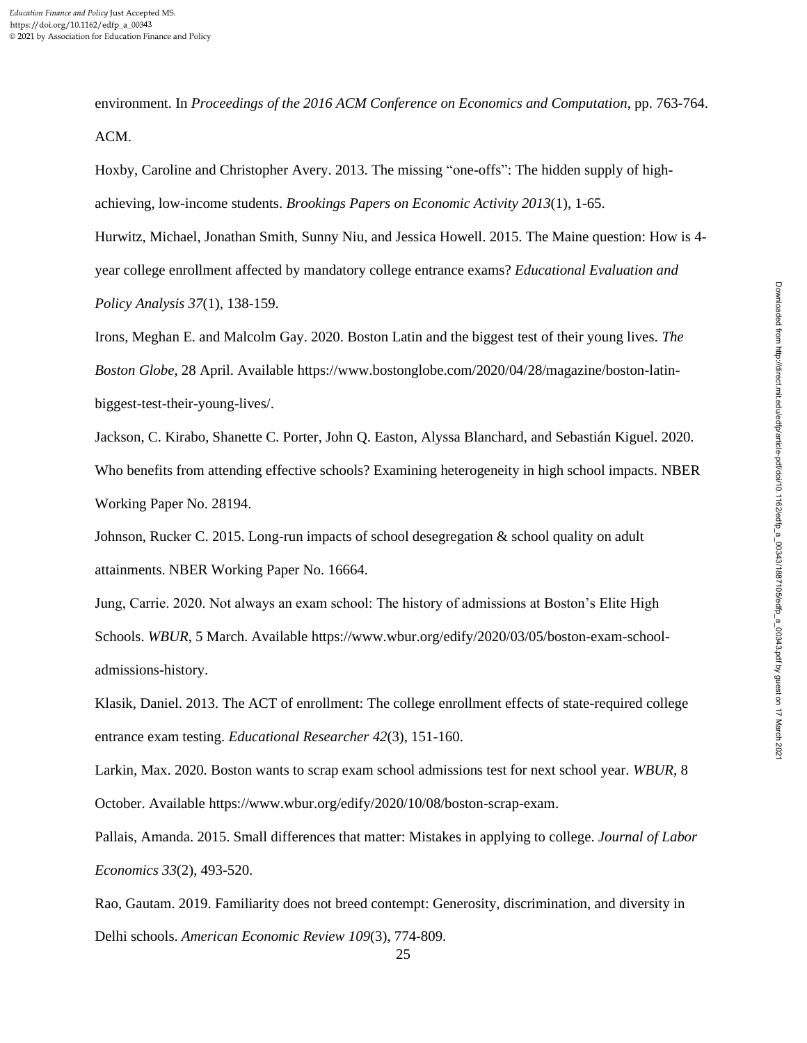environment. In *Proceedings of the 2016 ACM Conference on Economics and Computation*, pp. 763-764. ACM.

Hoxby, Caroline and Christopher Avery. 2013. The missing "one-offs": The hidden supply of high-achieving, low-income students. *Brookings Papers on Economic Activity 2013*(1), 1-65.

Hurwitz, Michael, Jonathan Smith, Sunny Niu, and Jessica Howell. 2015. The Maine question: How is 4-year college enrollment affected by mandatory college entrance exams? *Educational Evaluation and Policy Analysis 37*(1), 138-159.

Irons, Meghan E. and Malcolm Gay. 2020. Boston Latin and the biggest test of their young lives. *The Boston Globe*, 28 April. Available https://www.bostonglobe.com/2020/04/28/magazine/boston-latin-biggest-test-their-young-lives/.

Jackson, C. Kirabo, Shanette C. Porter, John Q. Easton, Alyssa Blanchard, and Sebastián Kiguel. 2020. Who benefits from attending effective schools? Examining heterogeneity in high school impacts. NBER Working Paper No. 28194.

Johnson, Rucker C. 2015. Long-run impacts of school desegregation & school quality on adult attainments. NBER Working Paper No. 16664.

Jung, Carrie. 2020. Not always an exam school: The history of admissions at Boston's Elite High Schools. *WBUR*, 5 March. Available https://www.wbur.org/edify/2020/03/05/boston-exam-school-admissions-history.

Klasik, Daniel. 2013. The ACT of enrollment: The college enrollment effects of state-required college entrance exam testing. *Educational Researcher 42*(3), 151-160.

Larkin, Max. 2020. Boston wants to scrap exam school admissions test for next school year. *WBUR*, 8 October. Available https://www.wbur.org/edify/2020/10/08/boston-scrap-exam.

Pallais, Amanda. 2015. Small differences that matter: Mistakes in applying to college. *Journal of Labor Economics 33*(2), 493-520.

Rao, Gautam. 2019. Familiarity does not breed contempt: Generosity, discrimination, and diversity in Delhi schools. *American Economic Review 109*(3), 774-809.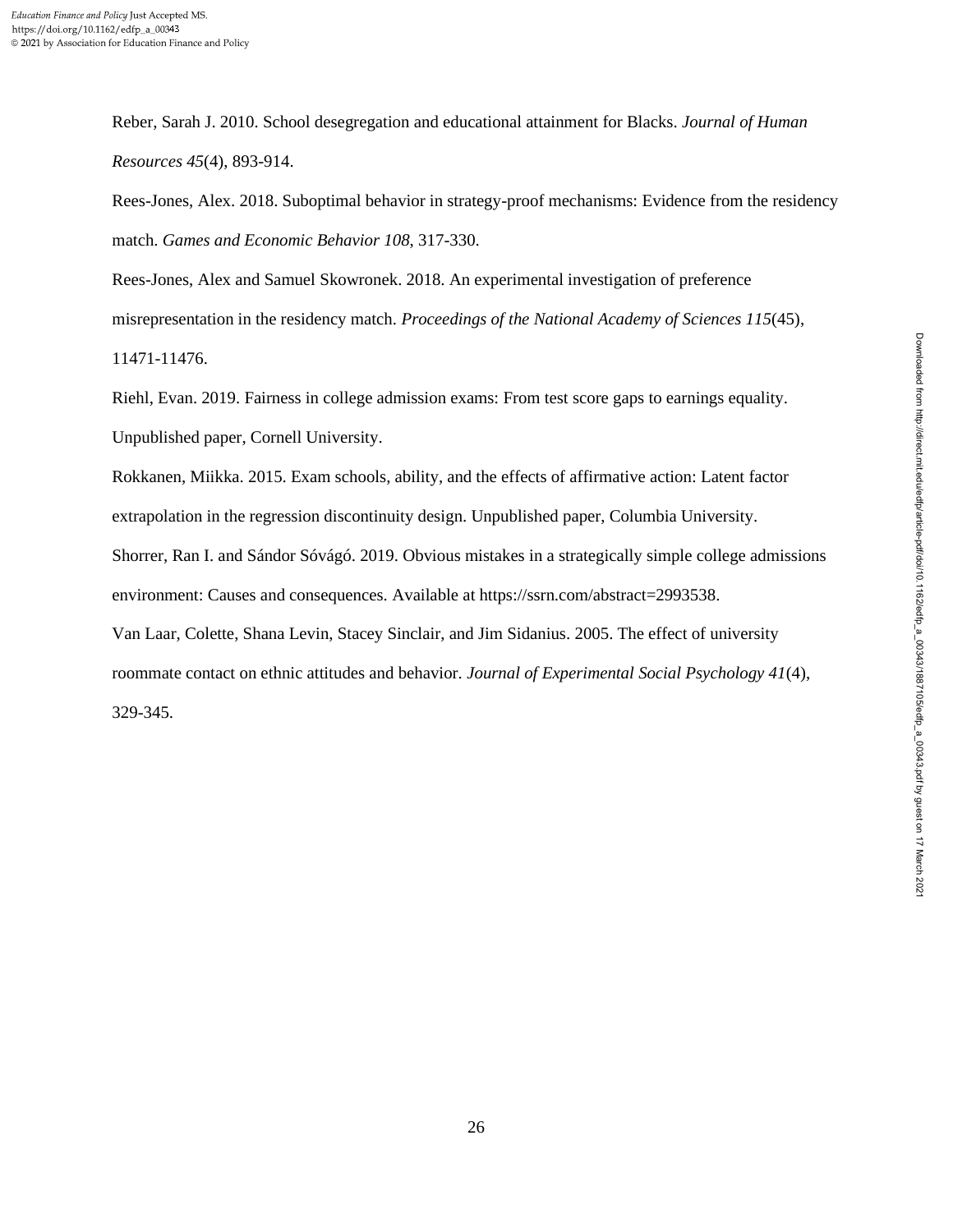Reber, Sarah J. 2010. School desegregation and educational attainment for Blacks. *Journal of Human Resources 45*(4), 893-914.

Rees-Jones, Alex. 2018. Suboptimal behavior in strategy-proof mechanisms: Evidence from the residency match. *Games and Economic Behavior 108*, 317-330.

Rees-Jones, Alex and Samuel Skowronek. 2018. An experimental investigation of preference misrepresentation in the residency match. *Proceedings of the National Academy of Sciences 115*(45), 11471-11476.

Riehl, Evan. 2019. Fairness in college admission exams: From test score gaps to earnings equality. Unpublished paper, Cornell University.

Rokkanen, Miikka. 2015. Exam schools, ability, and the effects of affirmative action: Latent factor extrapolation in the regression discontinuity design. Unpublished paper, Columbia University.

Shorrer, Ran I. and Sándor Sóvágó. 2019. Obvious mistakes in a strategically simple college admissions environment: Causes and consequences. Available at https://ssrn.com/abstract=2993538.

Van Laar, Colette, Shana Levin, Stacey Sinclair, and Jim Sidanius. 2005. The effect of university roommate contact on ethnic attitudes and behavior. *Journal of Experimental Social Psychology 41*(4), 329-345.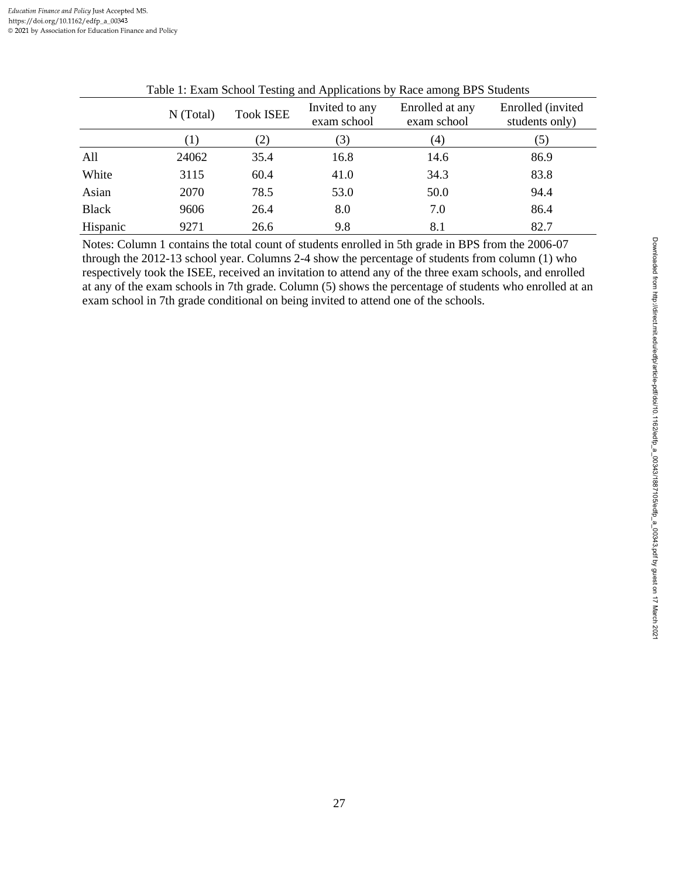Table 1: Exam School Testing and Applications by Race among BPS Students

| | N (Total) | Took ISEE | Invited to any exam school | Enrolled at any exam school | Enrolled (invited students only) |
|---|---|---|---|---|---|
| | (1) | (2) | (3) | (4) | (5) |
| All | 24062 | 35.4 | 16.8 | 14.6 | 86.9 |
| White | 3115 | 60.4 | 41.0 | 34.3 | 83.8 |
| Asian | 2070 | 78.5 | 53.0 | 50.0 | 94.4 |
| Black | 9606 | 26.4 | 8.0 | 7.0 | 86.4 |
| Hispanic | 9271 | 26.6 | 9.8 | 8.1 | 82.7 |

Notes: Column 1 contains the total count of students enrolled in 5th grade in BPS from the 2006-07 through the 2012-13 school year. Columns 2-4 show the percentage of students from column (1) who respectively took the ISEE, received an invitation to attend any of the three exam schools, and enrolled at any of the exam schools in 7th grade. Column (5) shows the percentage of students who enrolled at an exam school in 7th grade conditional on being invited to attend one of the schools.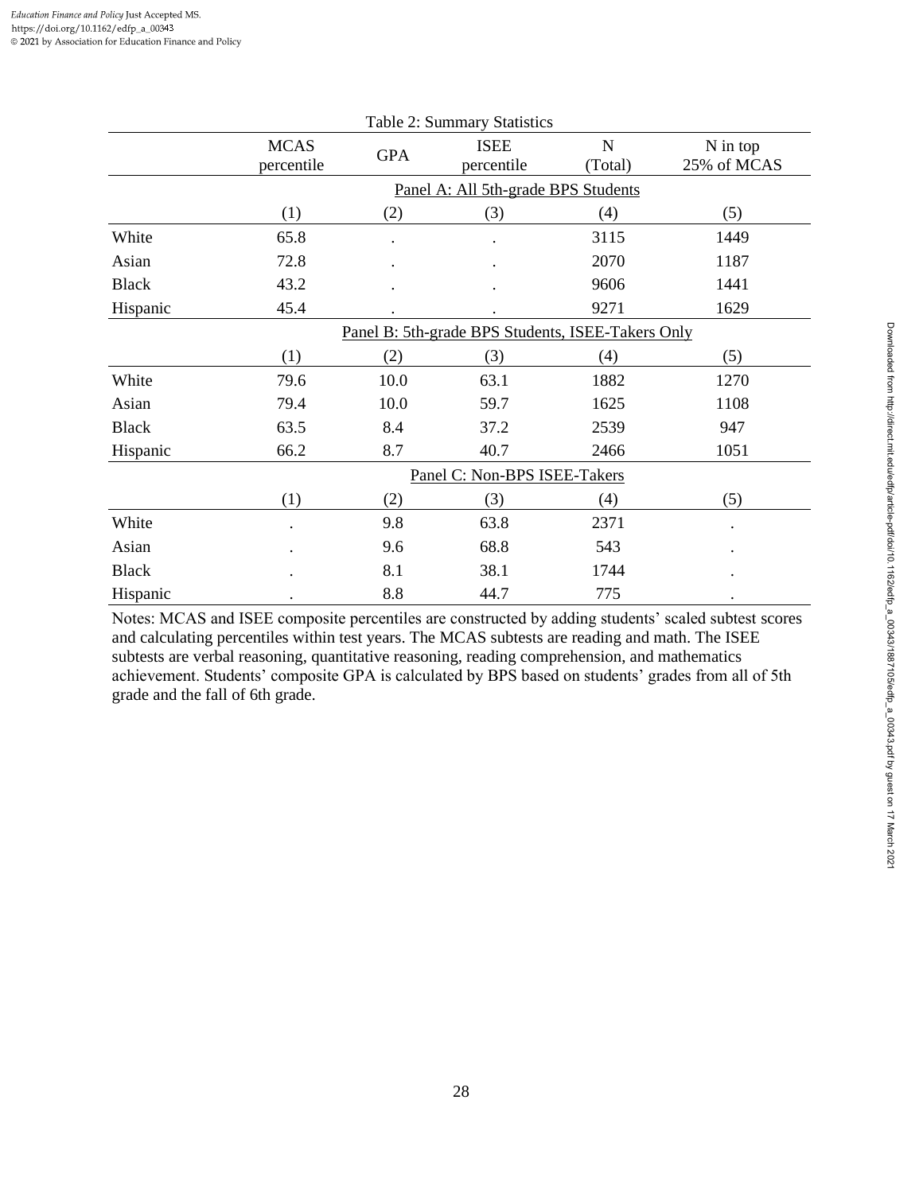Table 2: Summary Statistics

| | MCAS percentile | GPA | ISEE percentile | N (Total) | N in top 25% of MCAS |
|---|---|---|---|---|---|
| | **Panel A: All 5th-grade BPS Students** | | | | |
| | (1) | (2) | (3) | (4) | (5) |
| White | 65.8 | . | . | 3115 | 1449 |
| Asian | 72.8 | . | . | 2070 | 1187 |
| Black | 43.2 | . | . | 9606 | 1441 |
| Hispanic | 45.4 | . | . | 9271 | 1629 |
| | **Panel B: 5th-grade BPS Students, ISEE-Takers Only** | | | | |
| | (1) | (2) | (3) | (4) | (5) |
| White | 79.6 | 10.0 | 63.1 | 1882 | 1270 |
| Asian | 79.4 | 10.0 | 59.7 | 1625 | 1108 |
| Black | 63.5 | 8.4 | 37.2 | 2539 | 947 |
| Hispanic | 66.2 | 8.7 | 40.7 | 2466 | 1051 |
| | **Panel C: Non-BPS ISEE-Takers** | | | | |
| | (1) | (2) | (3) | (4) | (5) |
| White | . | 9.8 | 63.8 | 2371 | . |
| Asian | . | 9.6 | 68.8 | 543 | . |
| Black | . | 8.1 | 38.1 | 1744 | . |
| Hispanic | . | 8.8 | 44.7 | 775 | . |

Notes: MCAS and ISEE composite percentiles are constructed by adding students' scaled subtest scores and calculating percentiles within test years. The MCAS subtests are reading and math. The ISEE subtests are verbal reasoning, quantitative reasoning, reading comprehension, and mathematics achievement. Students' composite GPA is calculated by BPS based on students' grades from all of 5th grade and the fall of 6th grade.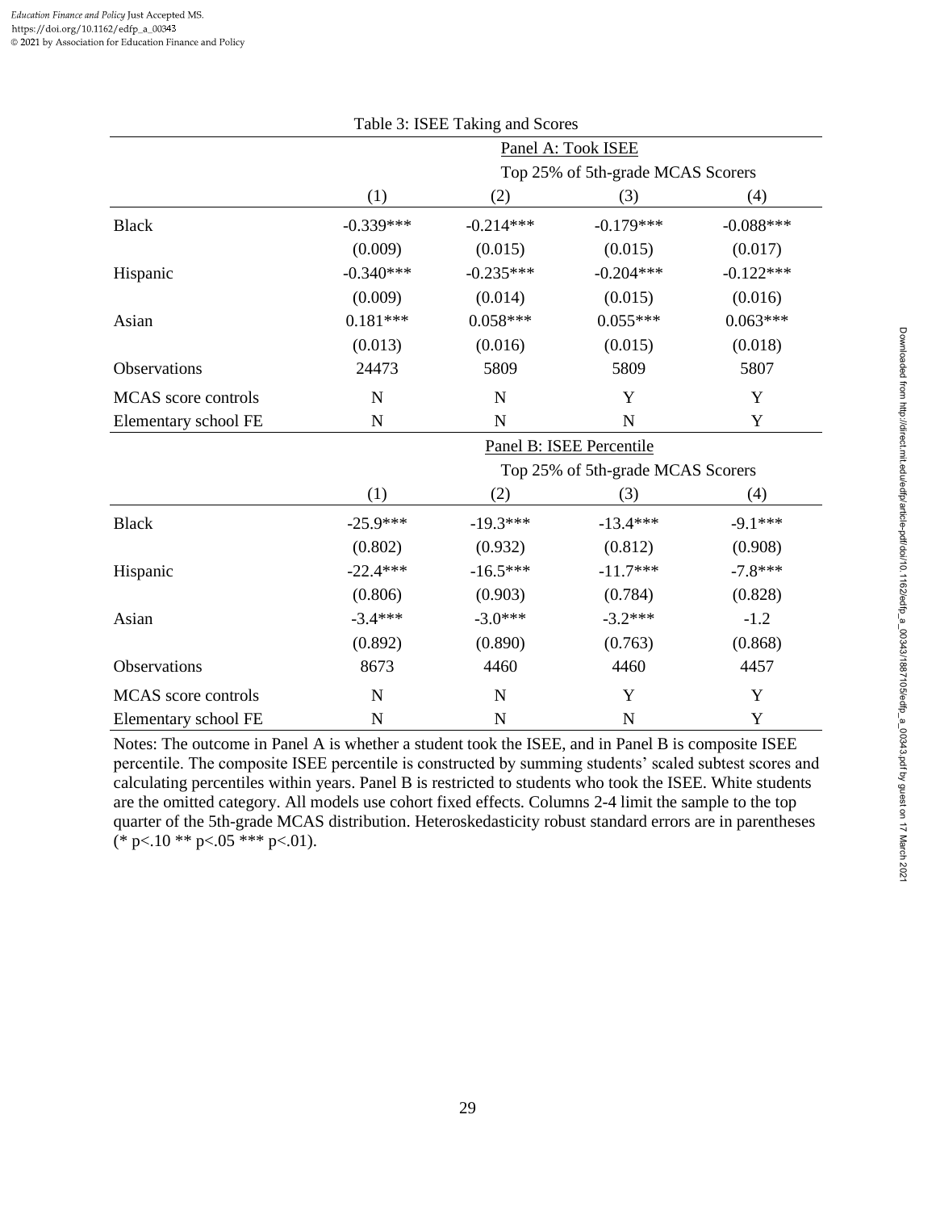Table 3: ISEE Taking and Scores

| | Panel A: Took ISEE | | | |
|---|---|---|---|---|
| | | Top 25% of 5th-grade MCAS Scorers | | |
| | (1) | (2) | (3) | (4) |
| Black | -0.339*** | -0.214*** | -0.179*** | -0.088*** |
| | (0.009) | (0.015) | (0.015) | (0.017) |
| Hispanic | -0.340*** | -0.235*** | -0.204*** | -0.122*** |
| | (0.009) | (0.014) | (0.015) | (0.016) |
| Asian | 0.181*** | 0.058*** | 0.055*** | 0.063*** |
| | (0.013) | (0.016) | (0.015) | (0.018) |
| Observations | 24473 | 5809 | 5809 | 5807 |
| MCAS score controls | N | N | Y | Y |
| Elementary school FE | N | N | N | Y |
| | Panel B: ISEE Percentile | | | |
| | | Top 25% of 5th-grade MCAS Scorers | | |
| | (1) | (2) | (3) | (4) |
| Black | -25.9*** | -19.3*** | -13.4*** | -9.1*** |
| | (0.802) | (0.932) | (0.812) | (0.908) |
| Hispanic | -22.4*** | -16.5*** | -11.7*** | -7.8*** |
| | (0.806) | (0.903) | (0.784) | (0.828) |
| Asian | -3.4*** | -3.0*** | -3.2*** | -1.2 |
| | (0.892) | (0.890) | (0.763) | (0.868) |
| Observations | 8673 | 4460 | 4460 | 4457 |
| MCAS score controls | N | N | Y | Y |
| Elementary school FE | N | N | N | Y |

Notes: The outcome in Panel A is whether a student took the ISEE, and in Panel B is composite ISEE percentile. The composite ISEE percentile is constructed by summing students' scaled subtest scores and calculating percentiles within years. Panel B is restricted to students who took the ISEE. White students are the omitted category. All models use cohort fixed effects. Columns 2-4 limit the sample to the top quarter of the 5th-grade MCAS distribution. Heteroskedasticity robust standard errors are in parentheses (* p<.10 ** p<.05 *** p<.01).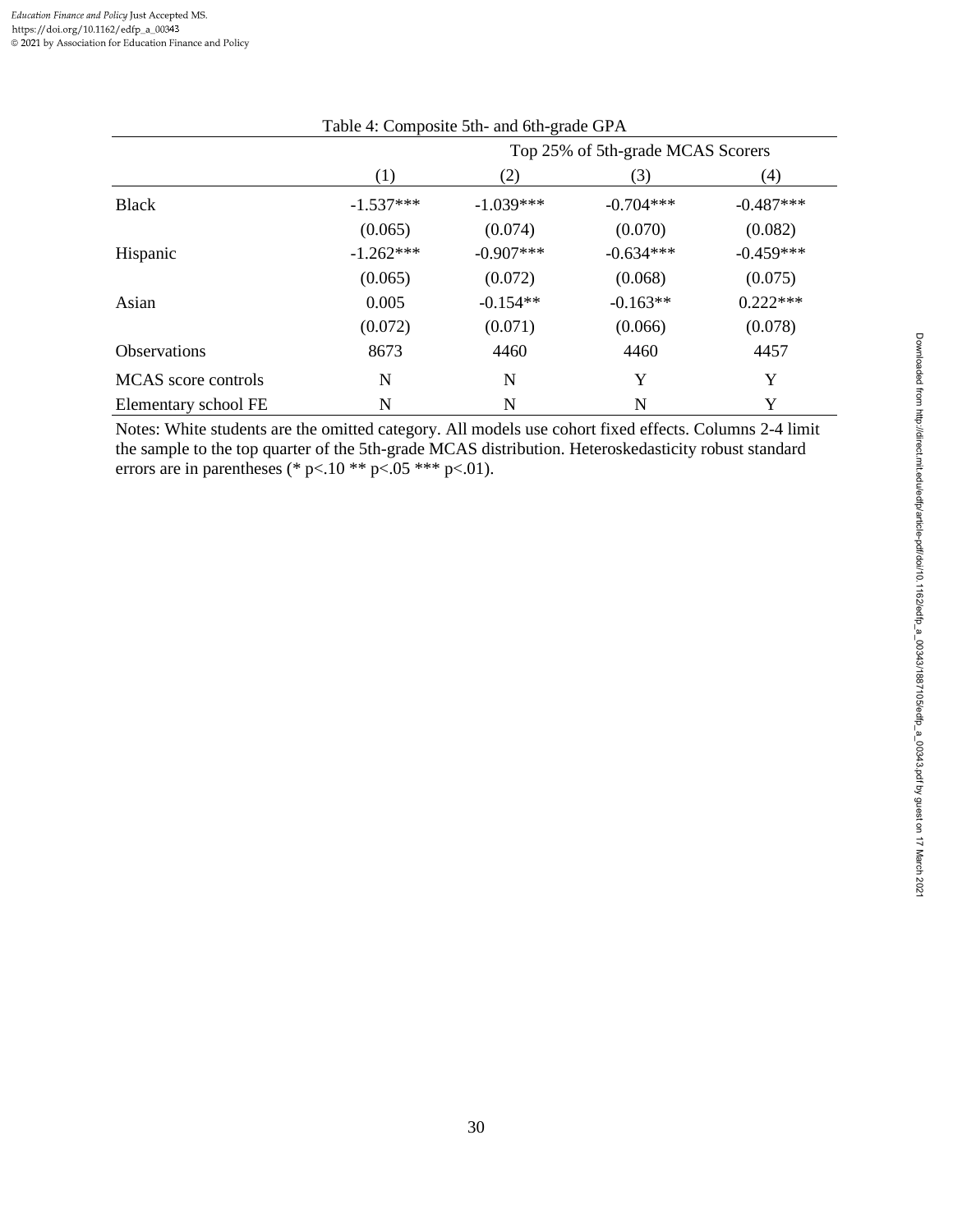Table 4: Composite 5th- and 6th-grade GPA

| | | Top 25% of 5th-grade MCAS Scorers | | |
|---|---|---|---|---|
| | (1) | (2) | (3) | (4) |
| Black | -1.537*** | -1.039*** | -0.704*** | -0.487*** |
| | (0.065) | (0.074) | (0.070) | (0.082) |
| Hispanic | -1.262*** | -0.907*** | -0.634*** | -0.459*** |
| | (0.065) | (0.072) | (0.068) | (0.075) |
| Asian | 0.005 | -0.154** | -0.163** | 0.222*** |
| | (0.072) | (0.071) | (0.066) | (0.078) |
| Observations | 8673 | 4460 | 4460 | 4457 |
| MCAS score controls | N | N | Y | Y |
| Elementary school FE | N | N | N | Y |

Notes: White students are the omitted category. All models use cohort fixed effects. Columns 2-4 limit the sample to the top quarter of the 5th-grade MCAS distribution. Heteroskedasticity robust standard errors are in parentheses (* p<.10 ** p<.05 *** p<.01).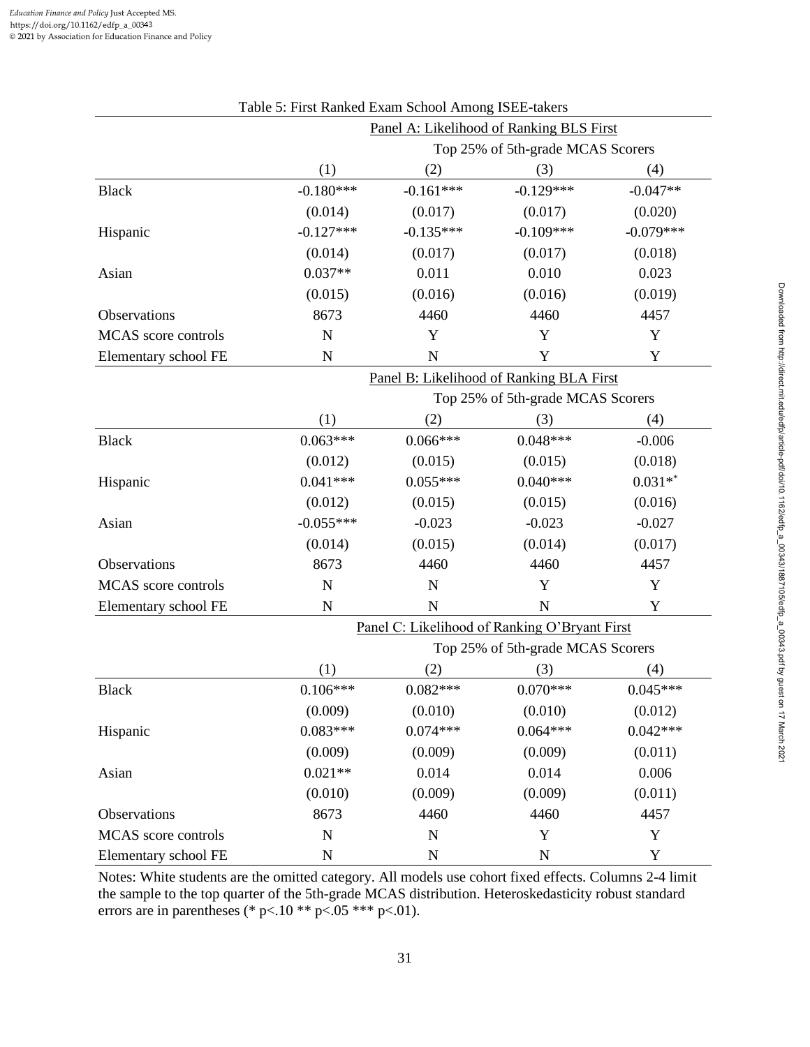Table 5: First Ranked Exam School Among ISEE-takers

| | Panel A: Likelihood of Ranking BLS First | | | |
|---|---|---|---|---|
| | | Top 25% of 5th-grade MCAS Scorers | | |
| | (1) | (2) | (3) | (4) |
| Black | -0.180*** | -0.161*** | -0.129*** | -0.047** |
| | (0.014) | (0.017) | (0.017) | (0.020) |
| Hispanic | -0.127*** | -0.135*** | -0.109*** | -0.079*** |
| | (0.014) | (0.017) | (0.017) | (0.018) |
| Asian | 0.037** | 0.011 | 0.010 | 0.023 |
| | (0.015) | (0.016) | (0.016) | (0.019) |
| Observations | 8673 | 4460 | 4460 | 4457 |
| MCAS score controls | N | Y | Y | Y |
| Elementary school FE | N | N | Y | Y |
| | **Panel B: Likelihood of Ranking BLA First** | | | |
| | | Top 25% of 5th-grade MCAS Scorers | | |
| | (1) | (2) | (3) | (4) |
| Black | 0.063*** | 0.066*** | 0.048*** | -0.006 |
| | (0.012) | (0.015) | (0.015) | (0.018) |
| Hispanic | 0.041*** | 0.055*** | 0.040*** | 0.031** |
| | (0.012) | (0.015) | (0.015) | (0.016) |
| Asian | -0.055*** | -0.023 | -0.023 | -0.027 |
| | (0.014) | (0.015) | (0.014) | (0.017) |
| Observations | 8673 | 4460 | 4460 | 4457 |
| MCAS score controls | N | N | Y | Y |
| Elementary school FE | N | N | N | Y |
| | **Panel C: Likelihood of Ranking O'Bryant First** | | | |
| | | Top 25% of 5th-grade MCAS Scorers | | |
| | (1) | (2) | (3) | (4) |
| Black | 0.106*** | 0.082*** | 0.070*** | 0.045*** |
| | (0.009) | (0.010) | (0.010) | (0.012) |
| Hispanic | 0.083*** | 0.074*** | 0.064*** | 0.042*** |
| | (0.009) | (0.009) | (0.009) | (0.011) |
| Asian | 0.021** | 0.014 | 0.014 | 0.006 |
| | (0.010) | (0.009) | (0.009) | (0.011) |
| Observations | 8673 | 4460 | 4460 | 4457 |
| MCAS score controls | N | N | Y | Y |
| Elementary school FE | N | N | N | Y |

Notes: White students are the omitted category. All models use cohort fixed effects. Columns 2-4 limit the sample to the top quarter of the 5th-grade MCAS distribution. Heteroskedasticity robust standard errors are in parentheses (* p<.10 ** p<.05 *** p<.01).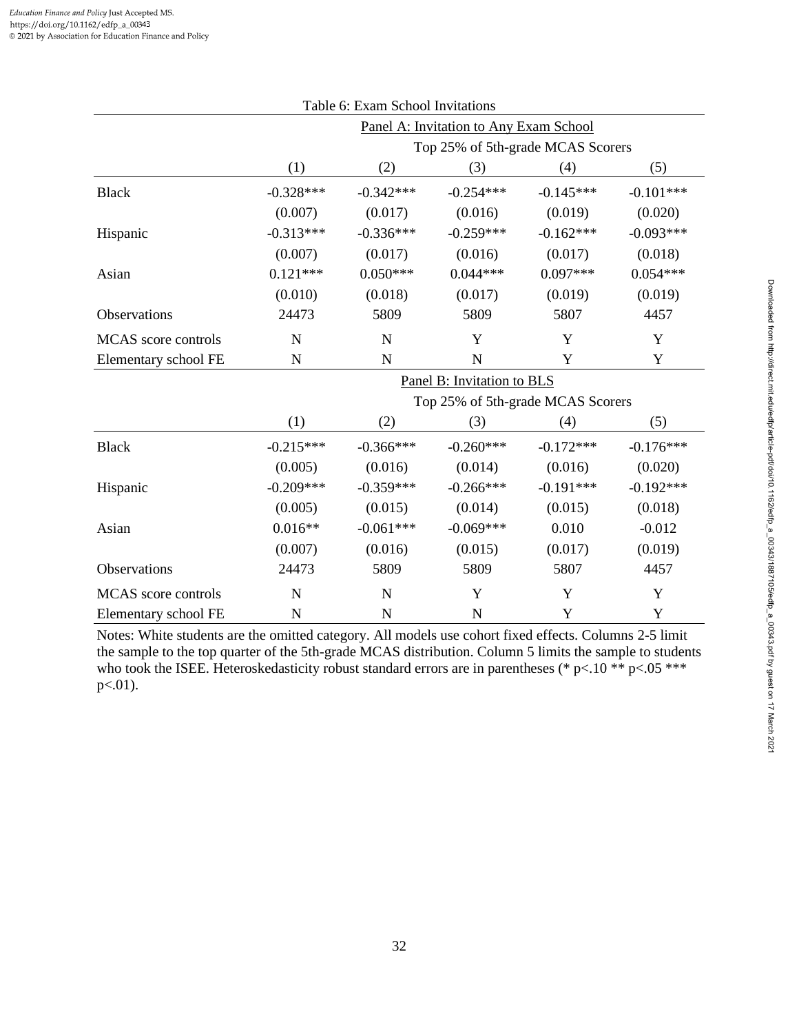Table 6: Exam School Invitations

| | Panel A: Invitation to Any Exam School | | | | |
|---|---|---|---|---|---|
| | | Top 25% of 5th-grade MCAS Scorers | | | |
| | (1) | (2) | (3) | (4) | (5) |
| Black | -0.328*** | -0.342*** | -0.254*** | -0.145*** | -0.101*** |
| | (0.007) | (0.017) | (0.016) | (0.019) | (0.020) |
| Hispanic | -0.313*** | -0.336*** | -0.259*** | -0.162*** | -0.093*** |
| | (0.007) | (0.017) | (0.016) | (0.017) | (0.018) |
| Asian | 0.121*** | 0.050*** | 0.044*** | 0.097*** | 0.054*** |
| | (0.010) | (0.018) | (0.017) | (0.019) | (0.019) |
| Observations | 24473 | 5809 | 5809 | 5807 | 4457 |
| MCAS score controls | N | N | Y | Y | Y |
| Elementary school FE | N | N | N | Y | Y |

| | Panel B: Invitation to BLS | | | | |
|---|---|---|---|---|---|
| | | Top 25% of 5th-grade MCAS Scorers | | | |
| | (1) | (2) | (3) | (4) | (5) |
| Black | -0.215*** | -0.366*** | -0.260*** | -0.172*** | -0.176*** |
| | (0.005) | (0.016) | (0.014) | (0.016) | (0.020) |
| Hispanic | -0.209*** | -0.359*** | -0.266*** | -0.191*** | -0.192*** |
| | (0.005) | (0.015) | (0.014) | (0.015) | (0.018) |
| Asian | 0.016** | -0.061*** | -0.069*** | 0.010 | -0.012 |
| | (0.007) | (0.016) | (0.015) | (0.017) | (0.019) |
| Observations | 24473 | 5809 | 5809 | 5807 | 4457 |
| MCAS score controls | N | N | Y | Y | Y |
| Elementary school FE | N | N | N | Y | Y |

Notes: White students are the omitted category. All models use cohort fixed effects. Columns 2-5 limit the sample to the top quarter of the 5th-grade MCAS distribution. Column 5 limits the sample to students who took the ISEE. Heteroskedasticity robust standard errors are in parentheses (* p<.10 ** p<.05 *** p<.01).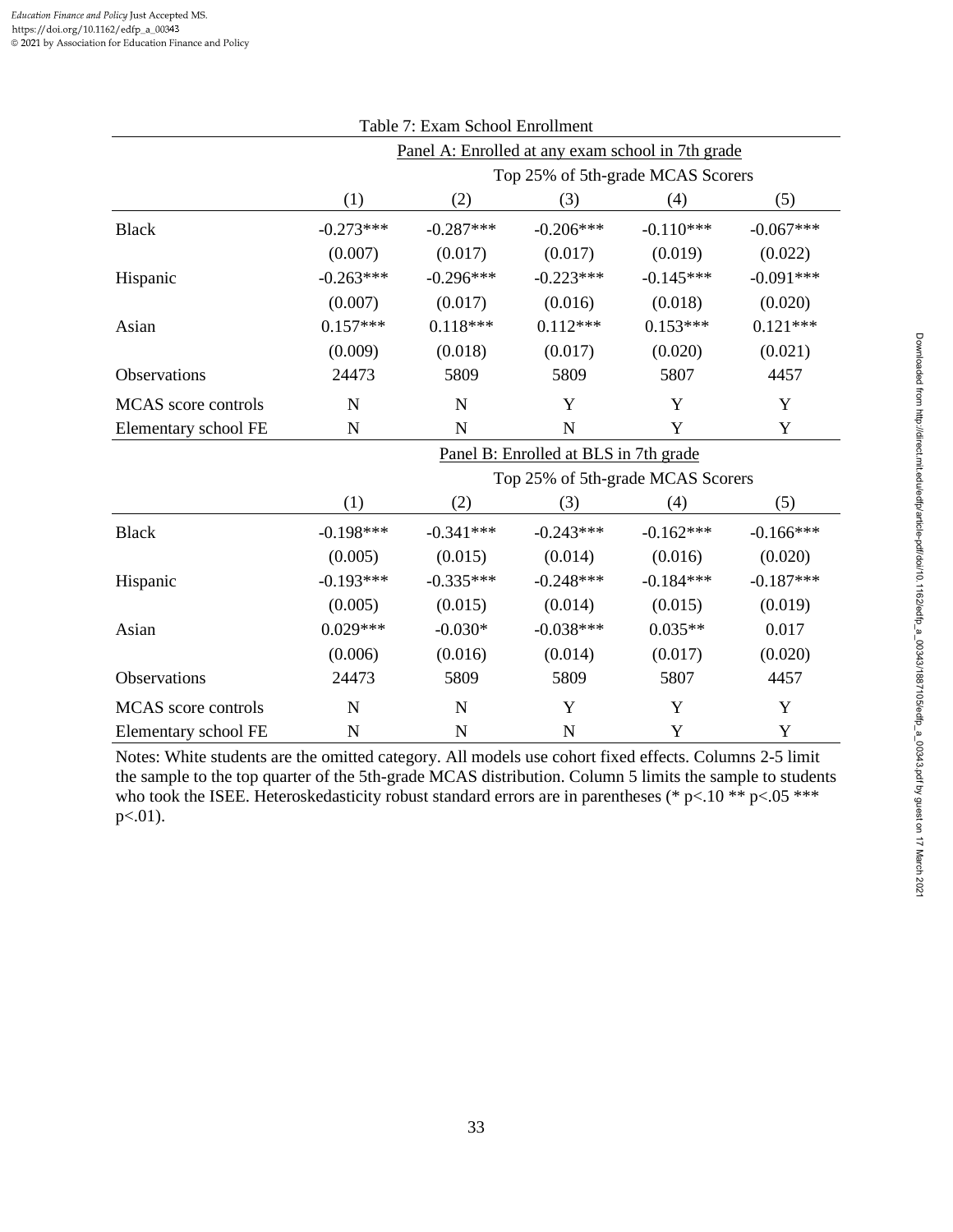Table 7: Exam School Enrollment

| | Panel A: Enrolled at any exam school in 7th grade | | | | |
|---|---|---|---|---|---|
| | | Top 25% of 5th-grade MCAS Scorers | | | |
| | (1) | (2) | (3) | (4) | (5) |
| Black | -0.273*** | -0.287*** | -0.206*** | -0.110*** | -0.067*** |
| | (0.007) | (0.017) | (0.017) | (0.019) | (0.022) |
| Hispanic | -0.263*** | -0.296*** | -0.223*** | -0.145*** | -0.091*** |
| | (0.007) | (0.017) | (0.016) | (0.018) | (0.020) |
| Asian | 0.157*** | 0.118*** | 0.112*** | 0.153*** | 0.121*** |
| | (0.009) | (0.018) | (0.017) | (0.020) | (0.021) |
| Observations | 24473 | 5809 | 5809 | 5807 | 4457 |
| MCAS score controls | N | N | Y | Y | Y |
| Elementary school FE | N | N | N | Y | Y |
| | **Panel B: Enrolled at BLS in 7th grade** | | | | |
| | | Top 25% of 5th-grade MCAS Scorers | | | |
| | (1) | (2) | (3) | (4) | (5) |
| Black | -0.198*** | -0.341*** | -0.243*** | -0.162*** | -0.166*** |
| | (0.005) | (0.015) | (0.014) | (0.016) | (0.020) |
| Hispanic | -0.193*** | -0.335*** | -0.248*** | -0.184*** | -0.187*** |
| | (0.005) | (0.015) | (0.014) | (0.015) | (0.019) |
| Asian | 0.029*** | -0.030* | -0.038*** | 0.035** | 0.017 |
| | (0.006) | (0.016) | (0.014) | (0.017) | (0.020) |
| Observations | 24473 | 5809 | 5809 | 5807 | 4457 |
| MCAS score controls | N | N | Y | Y | Y |
| Elementary school FE | N | N | N | Y | Y |

Notes: White students are the omitted category. All models use cohort fixed effects. Columns 2-5 limit the sample to the top quarter of the 5th-grade MCAS distribution. Column 5 limits the sample to students who took the ISEE. Heteroskedasticity robust standard errors are in parentheses (* p<.10 ** p<.05 *** p<.01).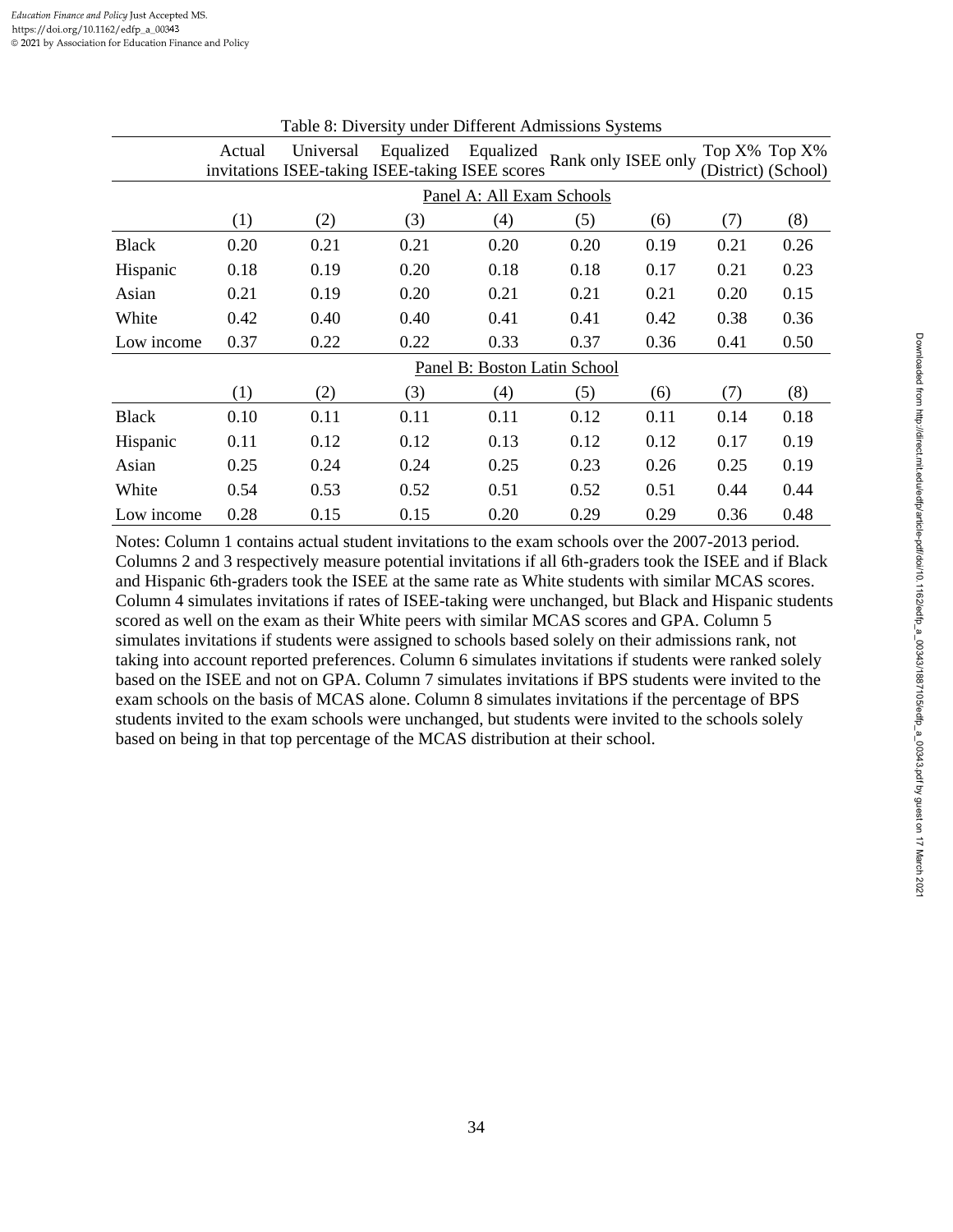Table 8: Diversity under Different Admissions Systems

| | Actual invitations | Universal ISEE-taking | Equalized ISEE-taking | Equalized ISEE scores | Rank only | ISEE only | Top X% (District) | Top X% (School) |
|---|---|---|---|---|---|---|---|---|
| | Panel A: All Exam Schools | | | | | | | |
| | (1) | (2) | (3) | (4) | (5) | (6) | (7) | (8) |
| Black | 0.20 | 0.21 | 0.21 | 0.20 | 0.20 | 0.19 | 0.21 | 0.26 |
| Hispanic | 0.18 | 0.19 | 0.20 | 0.18 | 0.18 | 0.17 | 0.21 | 0.23 |
| Asian | 0.21 | 0.19 | 0.20 | 0.21 | 0.21 | 0.21 | 0.20 | 0.15 |
| White | 0.42 | 0.40 | 0.40 | 0.41 | 0.41 | 0.42 | 0.38 | 0.36 |
| Low income | 0.37 | 0.22 | 0.22 | 0.33 | 0.37 | 0.36 | 0.41 | 0.50 |
| | Panel B: Boston Latin School | | | | | | | |
| | (1) | (2) | (3) | (4) | (5) | (6) | (7) | (8) |
| Black | 0.10 | 0.11 | 0.11 | 0.11 | 0.12 | 0.11 | 0.14 | 0.18 |
| Hispanic | 0.11 | 0.12 | 0.12 | 0.13 | 0.12 | 0.12 | 0.17 | 0.19 |
| Asian | 0.25 | 0.24 | 0.24 | 0.25 | 0.23 | 0.26 | 0.25 | 0.19 |
| White | 0.54 | 0.53 | 0.52 | 0.51 | 0.52 | 0.51 | 0.44 | 0.44 |
| Low income | 0.28 | 0.15 | 0.15 | 0.20 | 0.29 | 0.29 | 0.36 | 0.48 |

Notes: Column 1 contains actual student invitations to the exam schools over the 2007-2013 period. Columns 2 and 3 respectively measure potential invitations if all 6th-graders took the ISEE and if Black and Hispanic 6th-graders took the ISEE at the same rate as White students with similar MCAS scores. Column 4 simulates invitations if rates of ISEE-taking were unchanged, but Black and Hispanic students scored as well on the exam as their White peers with similar MCAS scores and GPA. Column 5 simulates invitations if students were assigned to schools based solely on their admissions rank, not taking into account reported preferences. Column 6 simulates invitations if students were ranked solely based on the ISEE and not on GPA. Column 7 simulates invitations if BPS students were invited to the exam schools on the basis of MCAS alone. Column 8 simulates invitations if the percentage of BPS students invited to the exam schools were unchanged, but students were invited to the schools solely based on being in that top percentage of the MCAS distribution at their school.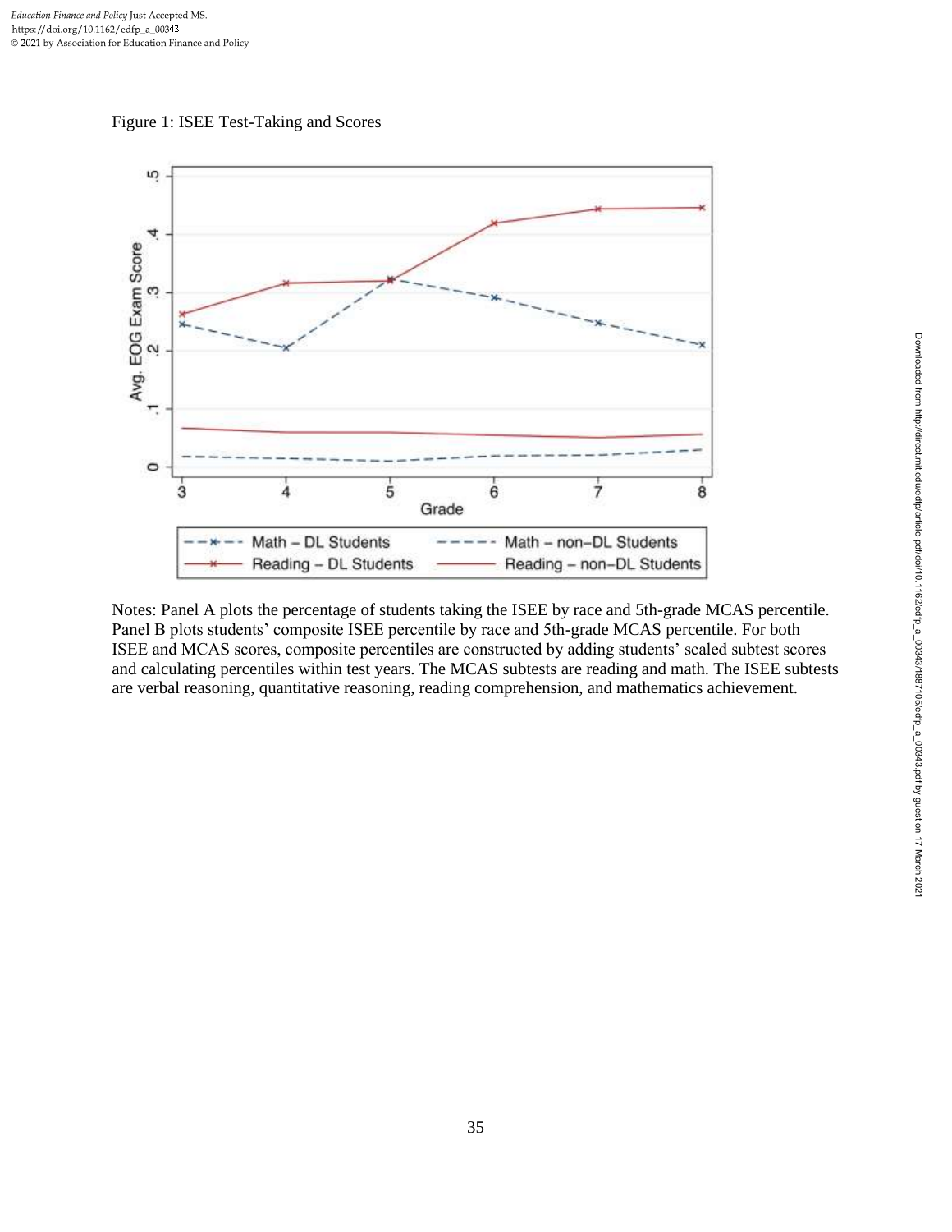Figure 1: ISEE Test-Taking and Scores

Notes: Panel A plots the percentage of students taking the ISEE by race and 5th-grade MCAS percentile. Panel B plots students' composite ISEE percentile by race and 5th-grade MCAS percentile. For both ISEE and MCAS scores, composite percentiles are constructed by adding students' scaled subtest scores and calculating percentiles within test years. The MCAS subtests are reading and math. The ISEE subtests are verbal reasoning, quantitative reasoning, reading comprehension, and mathematics achievement.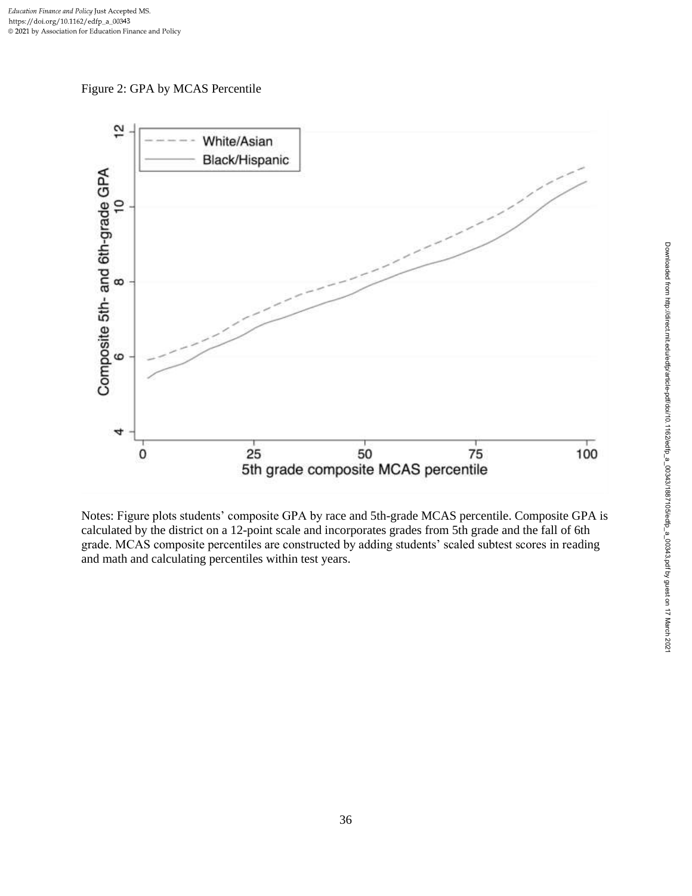Figure 2: GPA by MCAS Percentile

Notes: Figure plots students' composite GPA by race and 5th-grade MCAS percentile. Composite GPA is calculated by the district on a 12-point scale and incorporates grades from 5th grade and the fall of 6th grade. MCAS composite percentiles are constructed by adding students' scaled subtest scores in reading and math and calculating percentiles within test years.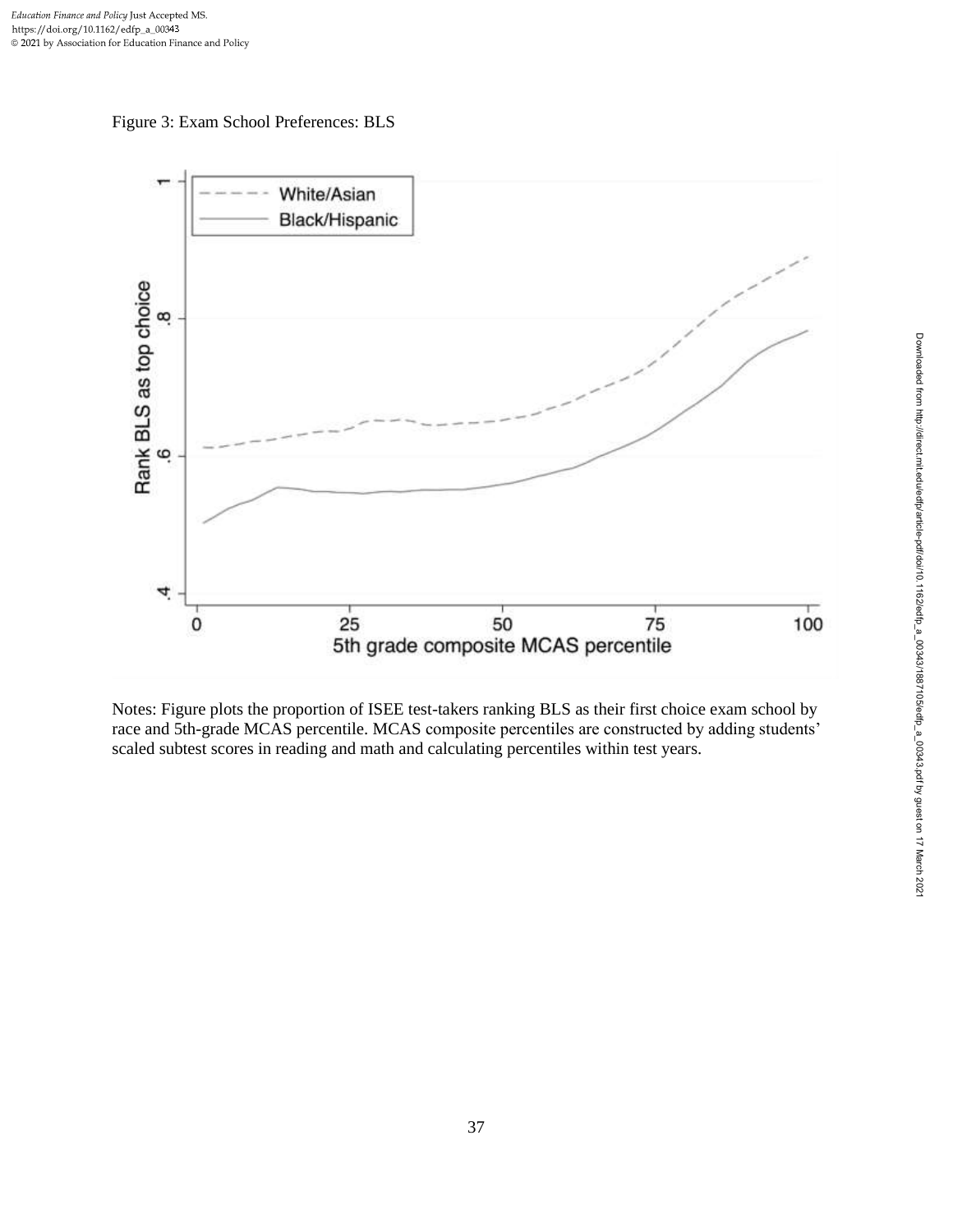Figure 3: Exam School Preferences: BLS

Notes: Figure plots the proportion of ISEE test-takers ranking BLS as their first choice exam school by race and 5th-grade MCAS percentile. MCAS composite percentiles are constructed by adding students' scaled subtest scores in reading and math and calculating percentiles within test years.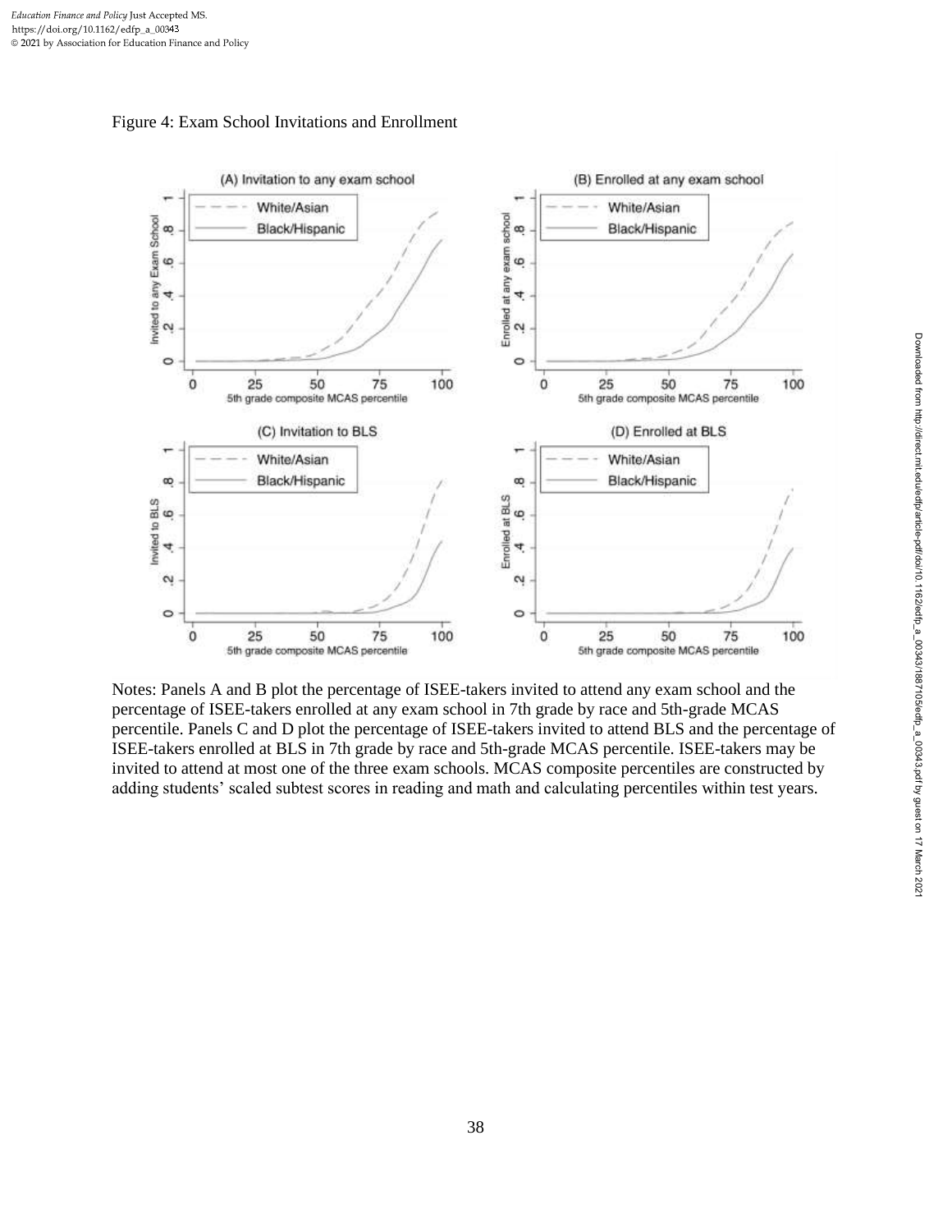Figure 4: Exam School Invitations and Enrollment

Notes: Panels A and B plot the percentage of ISEE-takers invited to attend any exam school and the percentage of ISEE-takers enrolled at any exam school in 7th grade by race and 5th-grade MCAS percentile. Panels C and D plot the percentage of ISEE-takers invited to attend BLS and the percentage of ISEE-takers enrolled at BLS in 7th grade by race and 5th-grade MCAS percentile. ISEE-takers may be invited to attend at most one of the three exam schools. MCAS composite percentiles are constructed by adding students' scaled subtest scores in reading and math and calculating percentiles within test years.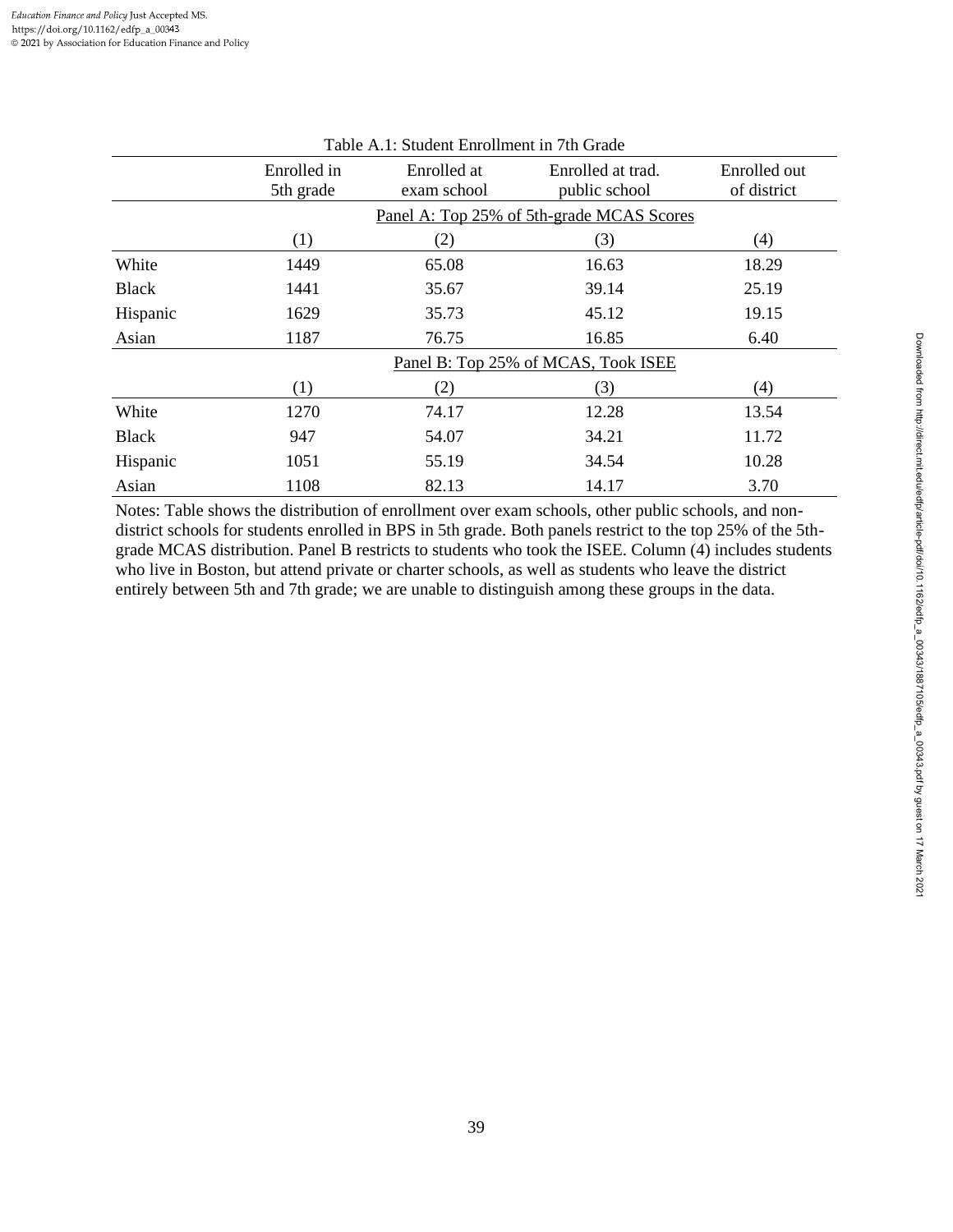Table A.1: Student Enrollment in 7th Grade

| | Enrolled in 5th grade | Enrolled at exam school | Enrolled at trad. public school | Enrolled out of district |
|---|---|---|---|---|
| | Panel A: Top 25% of 5th-grade MCAS Scores | | | |
| | (1) | (2) | (3) | (4) |
| White | 1449 | 65.08 | 16.63 | 18.29 |
| Black | 1441 | 35.67 | 39.14 | 25.19 |
| Hispanic | 1629 | 35.73 | 45.12 | 19.15 |
| Asian | 1187 | 76.75 | 16.85 | 6.40 |
| | Panel B: Top 25% of MCAS, Took ISEE | | | |
| | (1) | (2) | (3) | (4) |
| White | 1270 | 74.17 | 12.28 | 13.54 |
| Black | 947 | 54.07 | 34.21 | 11.72 |
| Hispanic | 1051 | 55.19 | 34.54 | 10.28 |
| Asian | 1108 | 82.13 | 14.17 | 3.70 |

Notes: Table shows the distribution of enrollment over exam schools, other public schools, and non-district schools for students enrolled in BPS in 5th grade. Both panels restrict to the top 25% of the 5th-grade MCAS distribution. Panel B restricts to students who took the ISEE. Column (4) includes students who live in Boston, but attend private or charter schools, as well as students who leave the district entirely between 5th and 7th grade; we are unable to distinguish among these groups in the data.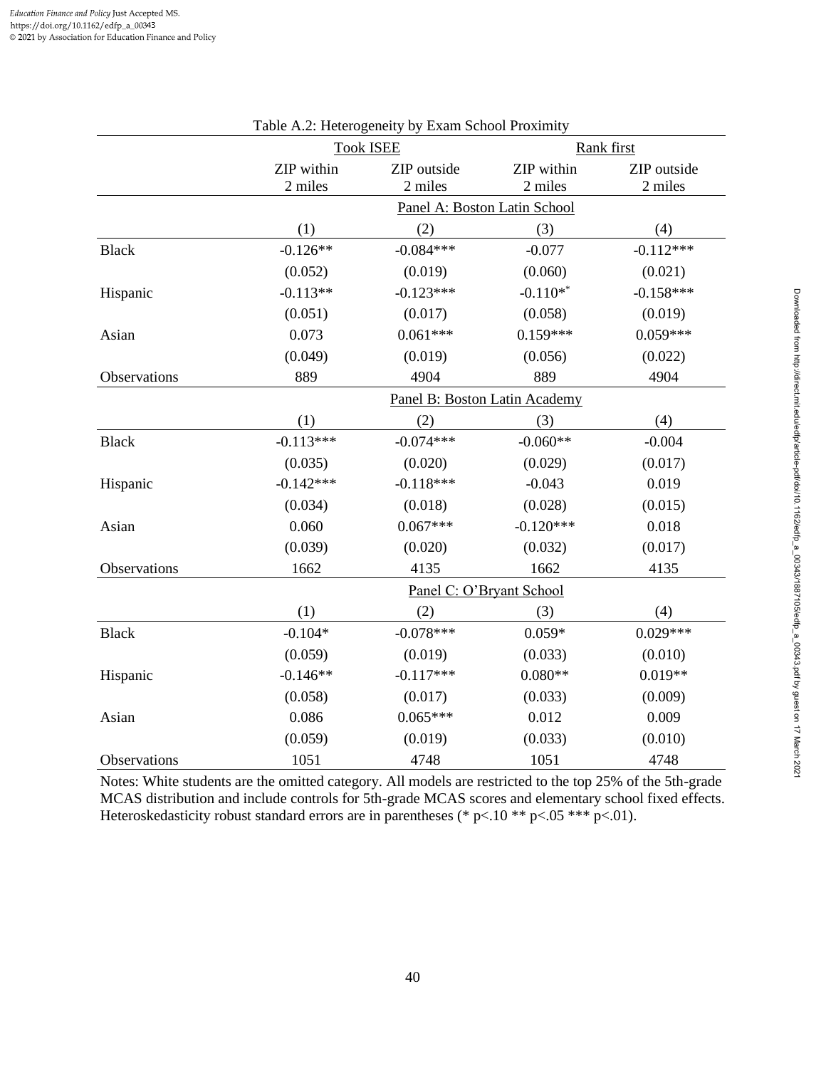Table A.2: Heterogeneity by Exam School Proximity

| | Took ISEE | | Rank first | |
|---|---|---|---|---|
| | ZIP within 2 miles | ZIP outside 2 miles | ZIP within 2 miles | ZIP outside 2 miles |
| | Panel A: Boston Latin School | | | |
| | (1) | (2) | (3) | (4) |
| Black | -0.126** | -0.084*** | -0.077 | -0.112*** |
| | (0.052) | (0.019) | (0.060) | (0.021) |
| Hispanic | -0.113** | -0.123*** | -0.110** | -0.158*** |
| | (0.051) | (0.017) | (0.058) | (0.019) |
| Asian | 0.073 | 0.061*** | 0.159*** | 0.059*** |
| | (0.049) | (0.019) | (0.056) | (0.022) |
| Observations | 889 | 4904 | 889 | 4904 |
| | Panel B: Boston Latin Academy | | | |
| | (1) | (2) | (3) | (4) |
| Black | -0.113*** | -0.074*** | -0.060** | -0.004 |
| | (0.035) | (0.020) | (0.029) | (0.017) |
| Hispanic | -0.142*** | -0.118*** | -0.043 | 0.019 |
| | (0.034) | (0.018) | (0.028) | (0.015) |
| Asian | 0.060 | 0.067*** | -0.120*** | 0.018 |
| | (0.039) | (0.020) | (0.032) | (0.017) |
| Observations | 1662 | 4135 | 1662 | 4135 |
| | Panel C: O'Bryant School | | | |
| | (1) | (2) | (3) | (4) |
| Black | -0.104* | -0.078*** | 0.059* | 0.029*** |
| | (0.059) | (0.019) | (0.033) | (0.010) |
| Hispanic | -0.146** | -0.117*** | 0.080** | 0.019** |
| | (0.058) | (0.017) | (0.033) | (0.009) |
| Asian | 0.086 | 0.065*** | 0.012 | 0.009 |
| | (0.059) | (0.019) | (0.033) | (0.010) |
| Observations | 1051 | 4748 | 1051 | 4748 |

Notes: White students are the omitted category. All models are restricted to the top 25% of the 5th-grade MCAS distribution and include controls for 5th-grade MCAS scores and elementary school fixed effects. Heteroskedasticity robust standard errors are in parentheses (* p<.10 ** p<.05 *** p<.01).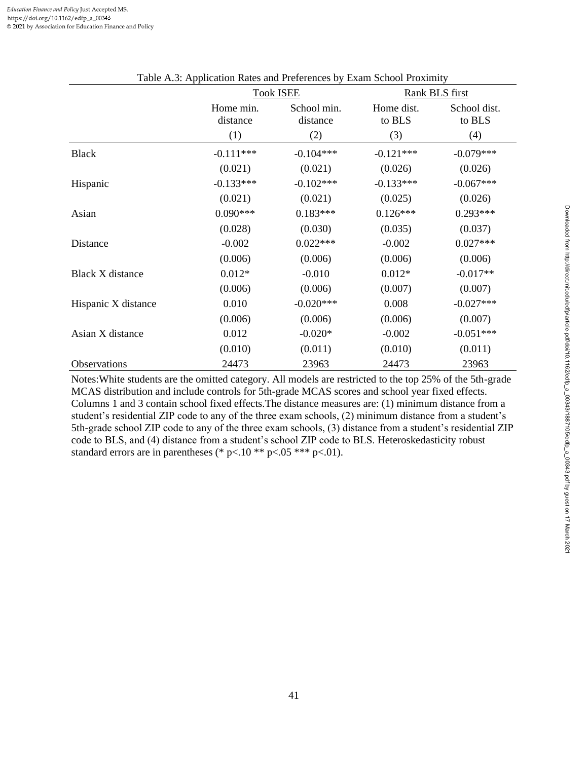Table A.3: Application Rates and Preferences by Exam School Proximity

| | Took ISEE | | Rank BLS first | |
|---|---|---|---|---|
| | Home min. distance | School min. distance | Home dist. to BLS | School dist. to BLS |
| | (1) | (2) | (3) | (4) |
| Black | -0.111*** | -0.104*** | -0.121*** | -0.079*** |
| | (0.021) | (0.021) | (0.026) | (0.026) |
| Hispanic | -0.133*** | -0.102*** | -0.133*** | -0.067*** |
| | (0.021) | (0.021) | (0.025) | (0.026) |
| Asian | 0.090*** | 0.183*** | 0.126*** | 0.293*** |
| | (0.028) | (0.030) | (0.035) | (0.037) |
| Distance | -0.002 | 0.022*** | -0.002 | 0.027*** |
| | (0.006) | (0.006) | (0.006) | (0.006) |
| Black X distance | 0.012* | -0.010 | 0.012* | -0.017** |
| | (0.006) | (0.006) | (0.007) | (0.007) |
| Hispanic X distance | 0.010 | -0.020*** | 0.008 | -0.027*** |
| | (0.006) | (0.006) | (0.006) | (0.007) |
| Asian X distance | 0.012 | -0.020* | -0.002 | -0.051*** |
| | (0.010) | (0.011) | (0.010) | (0.011) |
| Observations | 24473 | 23963 | 24473 | 23963 |

Notes:White students are the omitted category. All models are restricted to the top 25% of the 5th-grade MCAS distribution and include controls for 5th-grade MCAS scores and school year fixed effects. Columns 1 and 3 contain school fixed effects.The distance measures are: (1) minimum distance from a student's residential ZIP code to any of the three exam schools, (2) minimum distance from a student's 5th-grade school ZIP code to any of the three exam schools, (3) distance from a student's residential ZIP code to BLS, and (4) distance from a student's school ZIP code to BLS. Heteroskedasticity robust standard errors are in parentheses (* p<.10 ** p<.05 *** p<.01).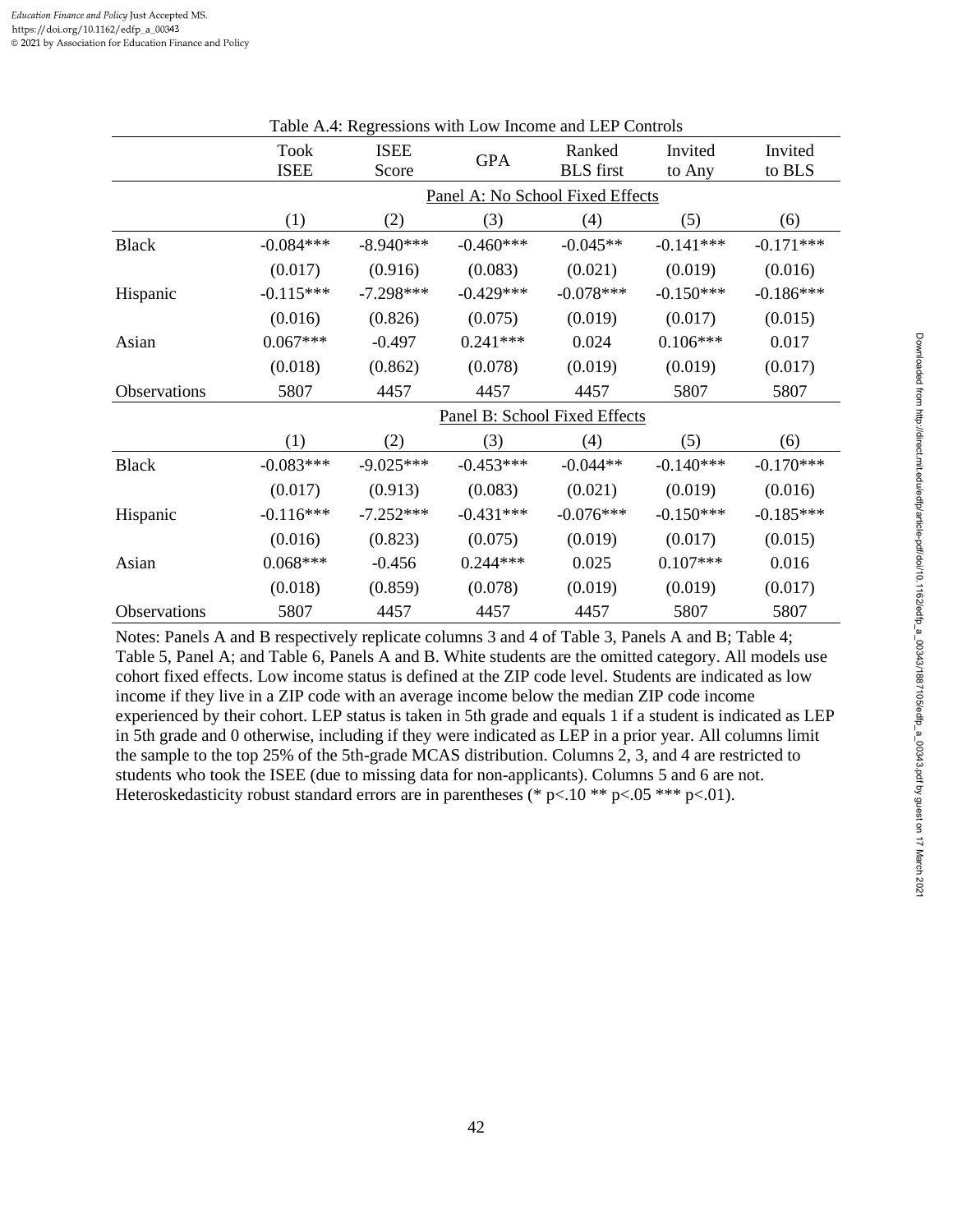Table A.4: Regressions with Low Income and LEP Controls

| | Took ISEE | ISEE Score | GPA | Ranked BLS first | Invited to Any | Invited to BLS |
|---|---|---|---|---|---|---|
| | Panel A: No School Fixed Effects | | | | | |
| | (1) | (2) | (3) | (4) | (5) | (6) |
| Black | -0.084*** | -8.940*** | -0.460*** | -0.045** | -0.141*** | -0.171*** |
| | (0.017) | (0.916) | (0.083) | (0.021) | (0.019) | (0.016) |
| Hispanic | -0.115*** | -7.298*** | -0.429*** | -0.078*** | -0.150*** | -0.186*** |
| | (0.016) | (0.826) | (0.075) | (0.019) | (0.017) | (0.015) |
| Asian | 0.067*** | -0.497 | 0.241*** | 0.024 | 0.106*** | 0.017 |
| | (0.018) | (0.862) | (0.078) | (0.019) | (0.019) | (0.017) |
| Observations | 5807 | 4457 | 4457 | 4457 | 5807 | 5807 |
| | Panel B: School Fixed Effects | | | | | |
| | (1) | (2) | (3) | (4) | (5) | (6) |
| Black | -0.083*** | -9.025*** | -0.453*** | -0.044** | -0.140*** | -0.170*** |
| | (0.017) | (0.913) | (0.083) | (0.021) | (0.019) | (0.016) |
| Hispanic | -0.116*** | -7.252*** | -0.431*** | -0.076*** | -0.150*** | -0.185*** |
| | (0.016) | (0.823) | (0.075) | (0.019) | (0.017) | (0.015) |
| Asian | 0.068*** | -0.456 | 0.244*** | 0.025 | 0.107*** | 0.016 |
| | (0.018) | (0.859) | (0.078) | (0.019) | (0.019) | (0.017) |
| Observations | 5807 | 4457 | 4457 | 4457 | 5807 | 5807 |

Notes: Panels A and B respectively replicate columns 3 and 4 of Table 3, Panels A and B; Table 4; Table 5, Panel A; and Table 6, Panels A and B. White students are the omitted category. All models use cohort fixed effects. Low income status is defined at the ZIP code level. Students are indicated as low income if they live in a ZIP code with an average income below the median ZIP code income experienced by their cohort. LEP status is taken in 5th grade and equals 1 if a student is indicated as LEP in 5th grade and 0 otherwise, including if they were indicated as LEP in a prior year. All columns limit the sample to the top 25% of the 5th-grade MCAS distribution. Columns 2, 3, and 4 are restricted to students who took the ISEE (due to missing data for non-applicants). Columns 5 and 6 are not. Heteroskedasticity robust standard errors are in parentheses (* p<.10 ** p<.05 *** p<.01).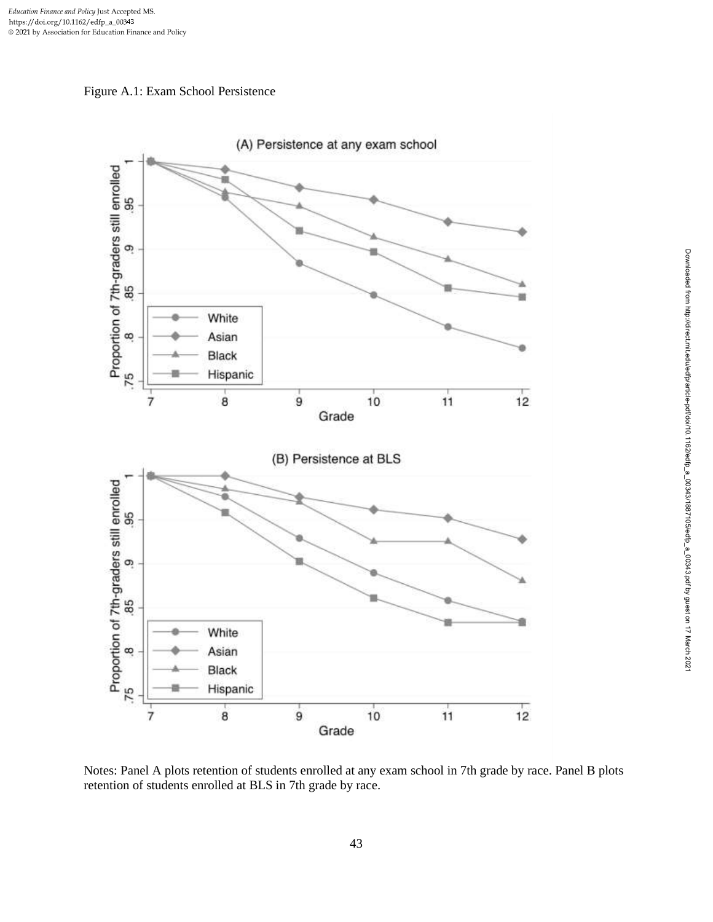Figure A.1: Exam School Persistence

(A) Persistence at any exam school

Proportion of 7th-graders still enrolled

1
.95
.9
.85
.8
.75

7
8
9
10
11
12

Grade

White
Asian
Black
Hispanic

(B) Persistence at BLS

Proportion of 7th-graders still enrolled

1
.95
.9
.85
.8
.75

7
8
9
10
11
12

Grade

White
Asian
Black
Hispanic

Notes: Panel A plots retention of students enrolled at any exam school in 7th grade by race. Panel B plots retention of students enrolled at BLS in 7th grade by race.